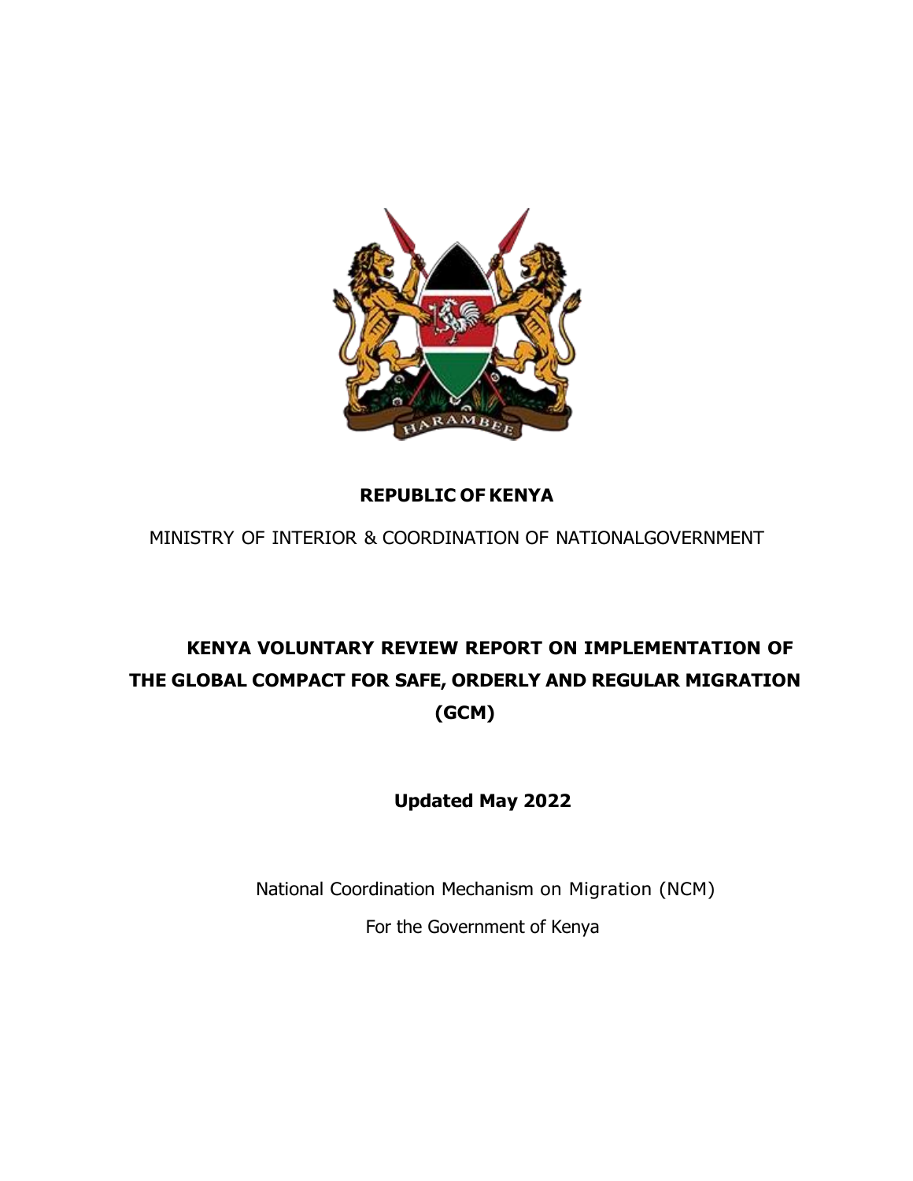**REPUBLIC OF KENYA**

MINISTRY OF INTERIOR & COORDINATION OF NATIONALGOVERNMENT

# KENYA VOLUNTARY REVIEW REPORT ON IMPLEMENTATION OF THE GLOBAL COMPACT FOR SAFE, ORDERLY AND REGULAR MIGRATION (GCM)

**Updated May 2022**

National Coordination Mechanism on Migration (NCM)

For the Government of Kenya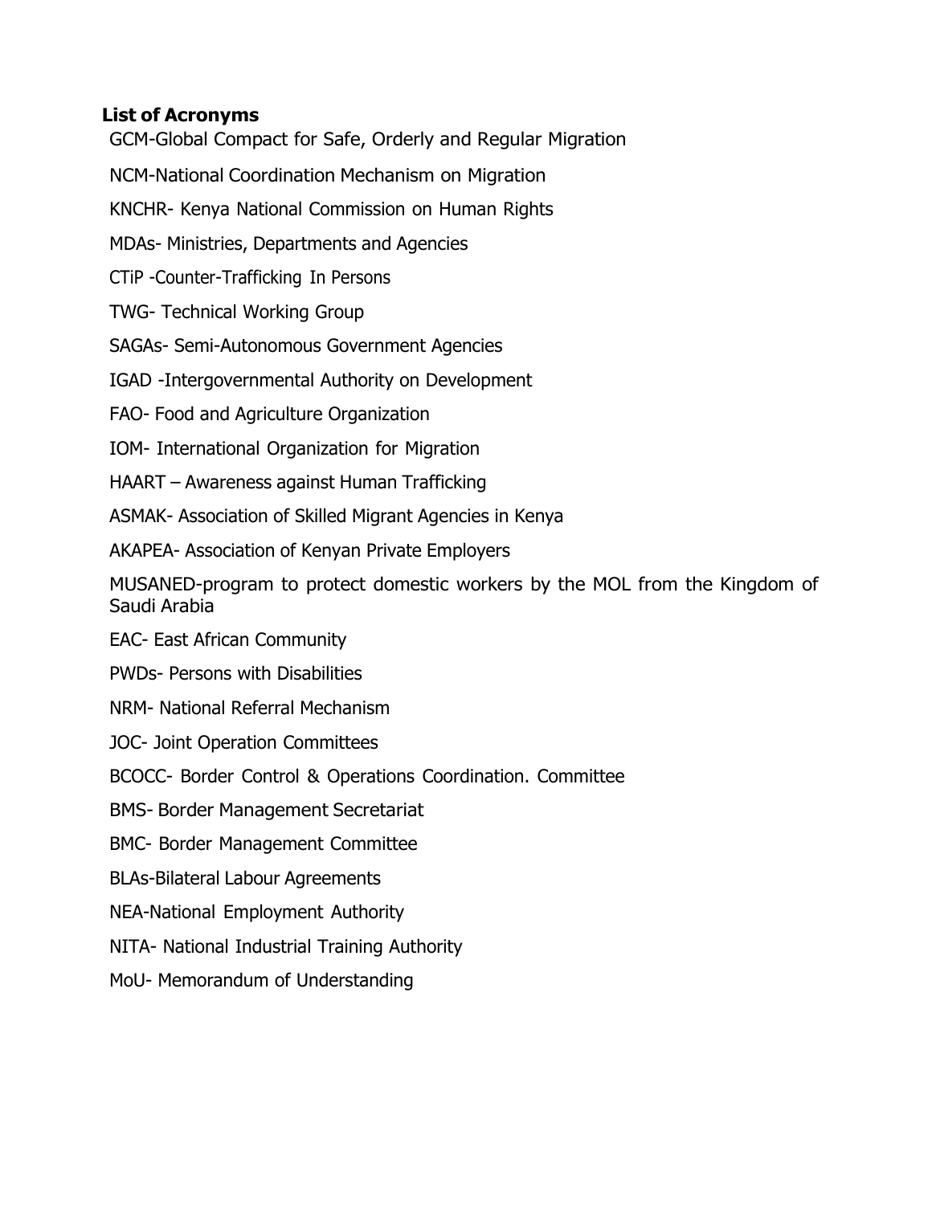**List of Acronyms**

GCM-Global Compact for Safe, Orderly and Regular Migration

NCM-National Coordination Mechanism on Migration

KNCHR- Kenya National Commission on Human Rights

MDAs- Ministries, Departments and Agencies

CTiP -Counter-Trafficking In Persons

TWG- Technical Working Group

SAGAs- Semi-Autonomous Government Agencies

IGAD -Intergovernmental Authority on Development

FAO- Food and Agriculture Organization

IOM- International Organization for Migration

HAART – Awareness against Human Trafficking

ASMAK- Association of Skilled Migrant Agencies in Kenya

AKAPEA- Association of Kenyan Private Employers

MUSANED-program to protect domestic workers by the MOL from the Kingdom of Saudi Arabia

EAC- East African Community

PWDs- Persons with Disabilities

NRM- National Referral Mechanism

JOC- Joint Operation Committees

BCOCC- Border Control & Operations Coordination. Committee

BMS- Border Management Secretariat

BMC- Border Management Committee

BLAs-Bilateral Labour Agreements

NEA-National Employment Authority

NITA- National Industrial Training Authority

MoU- Memorandum of Understanding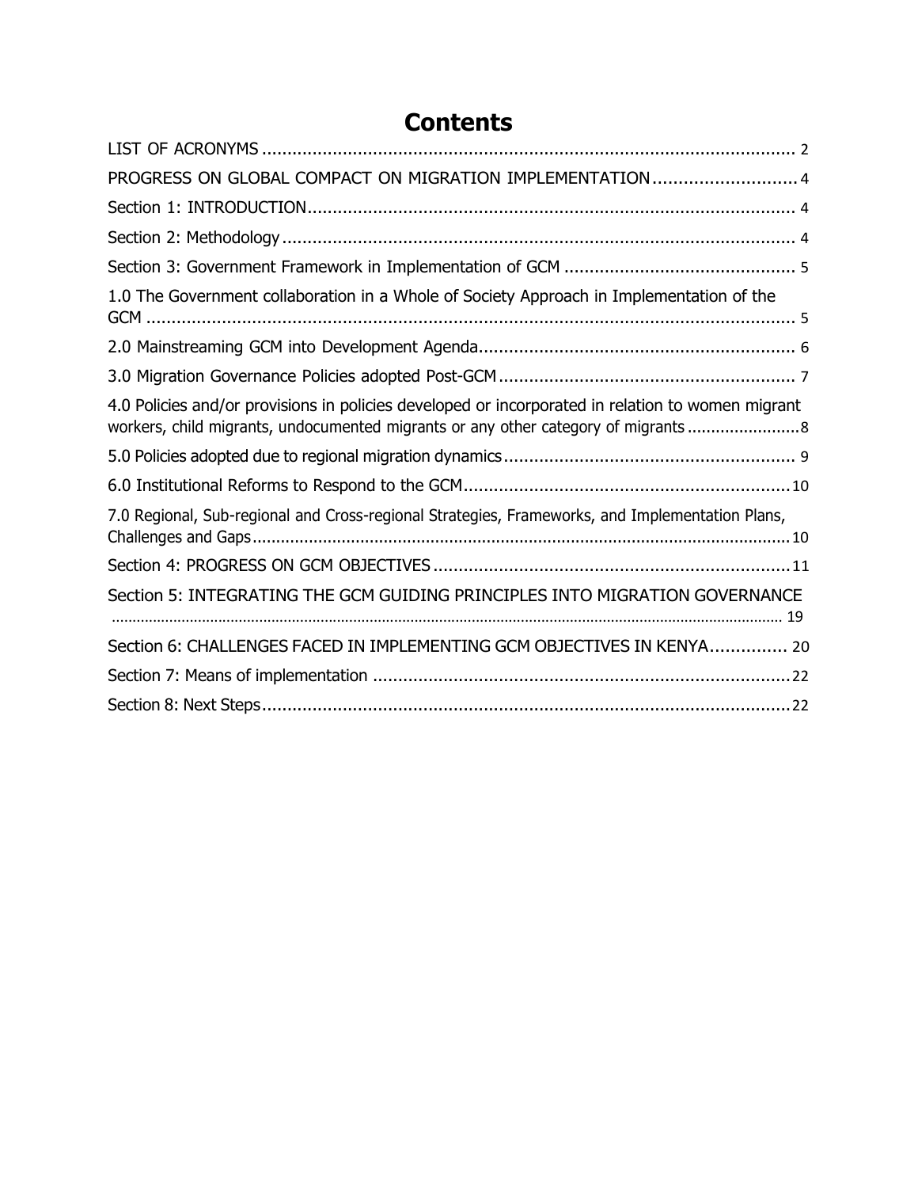# Contents

LIST OF ACRONYMS ..... 2

PROGRESS ON GLOBAL COMPACT ON MIGRATION IMPLEMENTATION ..... 4

Section 1: INTRODUCTION ..... 4

Section 2: Methodology ..... 4

Section 3: Government Framework in Implementation of GCM ..... 5

1.0 The Government collaboration in a Whole of Society Approach in Implementation of the GCM ..... 5

2.0 Mainstreaming GCM into Development Agenda ..... 6

3.0 Migration Governance Policies adopted Post-GCM ..... 7

4.0 Policies and/or provisions in policies developed or incorporated in relation to women migrant workers, child migrants, undocumented migrants or any other category of migrants ..... 8

5.0 Policies adopted due to regional migration dynamics ..... 9

6.0 Institutional Reforms to Respond to the GCM ..... 10

7.0 Regional, Sub-regional and Cross-regional Strategies, Frameworks, and Implementation Plans, Challenges and Gaps ..... 10

Section 4: PROGRESS ON GCM OBJECTIVES ..... 11

Section 5: INTEGRATING THE GCM GUIDING PRINCIPLES INTO MIGRATION GOVERNANCE ..... 19

Section 6: CHALLENGES FACED IN IMPLEMENTING GCM OBJECTIVES IN KENYA ..... 20

Section 7: Means of implementation ..... 22

Section 8: Next Steps ..... 22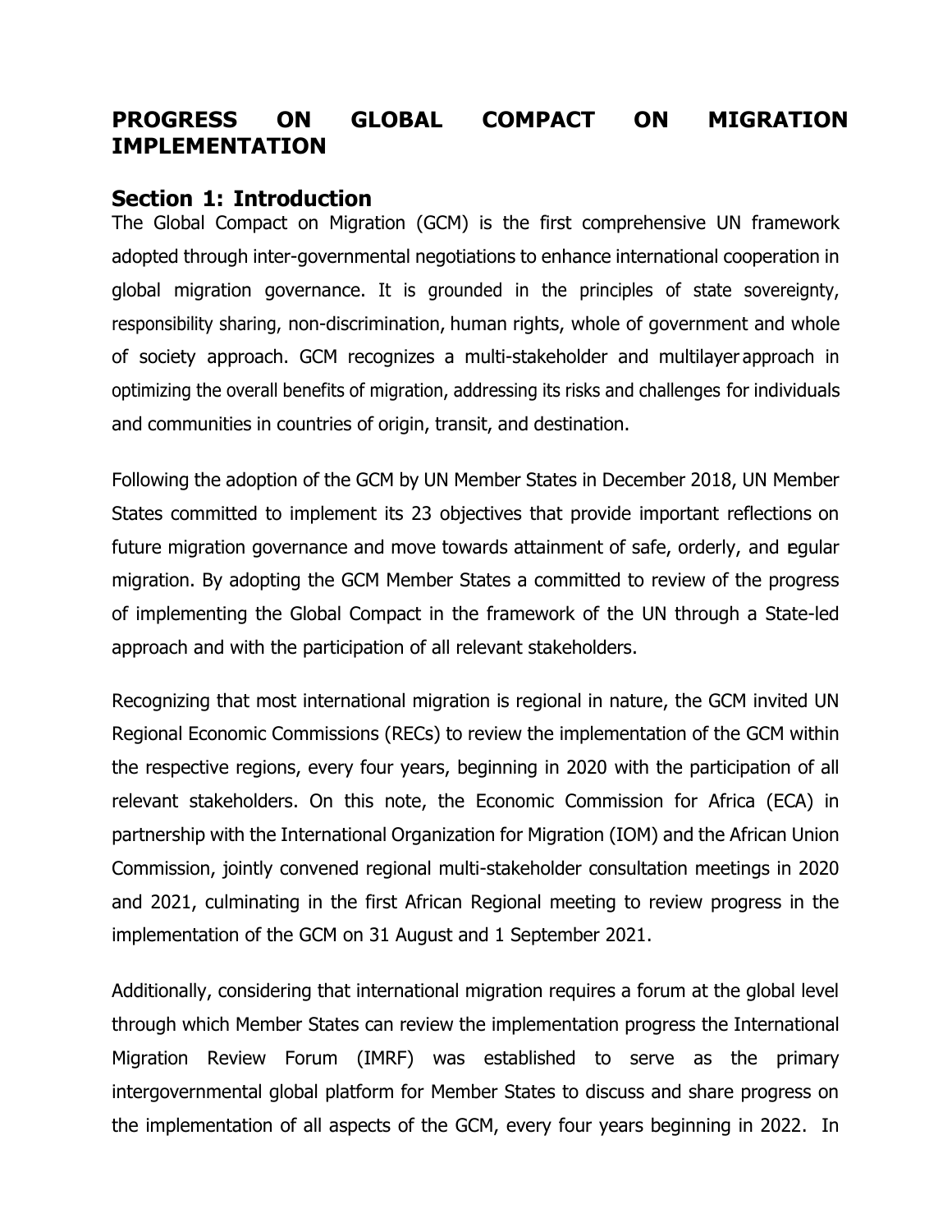# PROGRESS ON GLOBAL COMPACT ON MIGRATION IMPLEMENTATION

## Section 1: Introduction

The Global Compact on Migration (GCM) is the first comprehensive UN framework adopted through inter-governmental negotiations to enhance international cooperation in global migration governance. It is grounded in the principles of state sovereignty, responsibility sharing, non-discrimination, human rights, whole of government and whole of society approach. GCM recognizes a multi-stakeholder and multilayer approach in optimizing the overall benefits of migration, addressing its risks and challenges for individuals and communities in countries of origin, transit, and destination.

Following the adoption of the GCM by UN Member States in December 2018, UN Member States committed to implement its 23 objectives that provide important reflections on future migration governance and move towards attainment of safe, orderly, and regular migration. By adopting the GCM Member States a committed to review of the progress of implementing the Global Compact in the framework of the UN through a State-led approach and with the participation of all relevant stakeholders.

Recognizing that most international migration is regional in nature, the GCM invited UN Regional Economic Commissions (RECs) to review the implementation of the GCM within the respective regions, every four years, beginning in 2020 with the participation of all relevant stakeholders. On this note, the Economic Commission for Africa (ECA) in partnership with the International Organization for Migration (IOM) and the African Union Commission, jointly convened regional multi-stakeholder consultation meetings in 2020 and 2021, culminating in the first African Regional meeting to review progress in the implementation of the GCM on 31 August and 1 September 2021.

Additionally, considering that international migration requires a forum at the global level through which Member States can review the implementation progress the International Migration Review Forum (IMRF) was established to serve as the primary intergovernmental global platform for Member States to discuss and share progress on the implementation of all aspects of the GCM, every four years beginning in 2022. In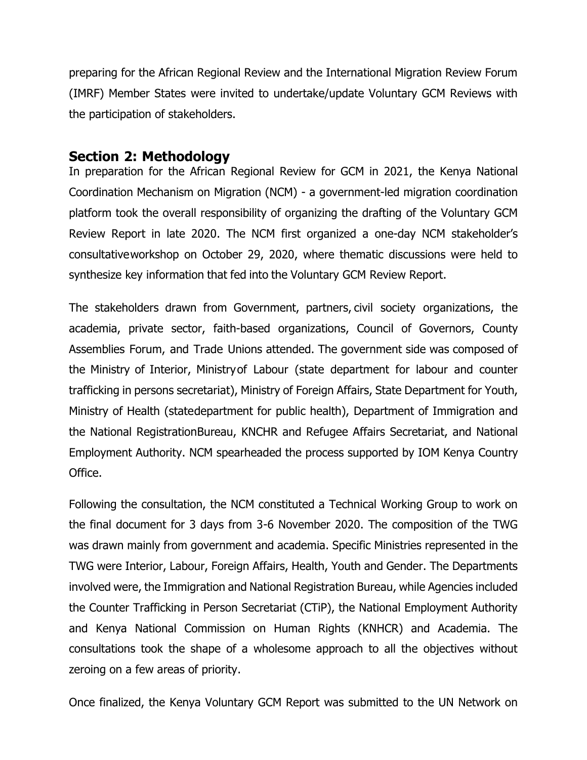preparing for the African Regional Review and the International Migration Review Forum (IMRF) Member States were invited to undertake/update Voluntary GCM Reviews with the participation of stakeholders.

## Section 2: Methodology

In preparation for the African Regional Review for GCM in 2021, the Kenya National Coordination Mechanism on Migration (NCM) - a government-led migration coordination platform took the overall responsibility of organizing the drafting of the Voluntary GCM Review Report in late 2020. The NCM first organized a one-day NCM stakeholder's consultativeworkshop on October 29, 2020, where thematic discussions were held to synthesize key information that fed into the Voluntary GCM Review Report.

The stakeholders drawn from Government, partners, civil society organizations, the academia, private sector, faith-based organizations, Council of Governors, County Assemblies Forum, and Trade Unions attended. The government side was composed of the Ministry of Interior, Ministryof Labour (state department for labour and counter trafficking in persons secretariat), Ministry of Foreign Affairs, State Department for Youth, Ministry of Health (statedepartment for public health), Department of Immigration and the National RegistrationBureau, KNCHR and Refugee Affairs Secretariat, and National Employment Authority. NCM spearheaded the process supported by IOM Kenya Country Office.

Following the consultation, the NCM constituted a Technical Working Group to work on the final document for 3 days from 3-6 November 2020. The composition of the TWG was drawn mainly from government and academia. Specific Ministries represented in the TWG were Interior, Labour, Foreign Affairs, Health, Youth and Gender. The Departments involved were, the Immigration and National Registration Bureau, while Agencies included the Counter Trafficking in Person Secretariat (CTiP), the National Employment Authority and Kenya National Commission on Human Rights (KNHCR) and Academia. The consultations took the shape of a wholesome approach to all the objectives without zeroing on a few areas of priority.

Once finalized, the Kenya Voluntary GCM Report was submitted to the UN Network on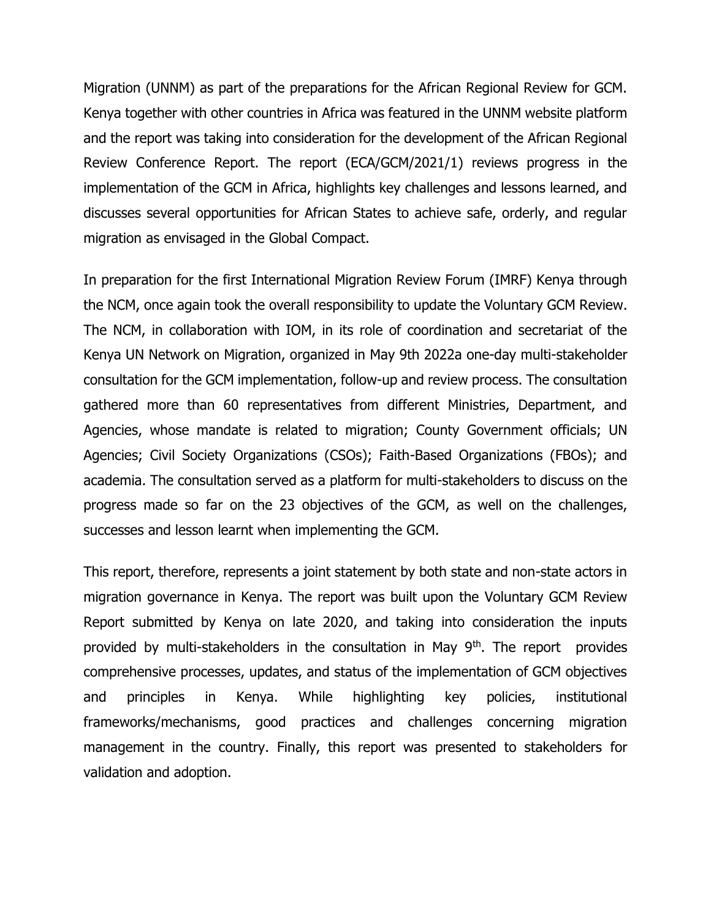Migration (UNNM) as part of the preparations for the African Regional Review for GCM. Kenya together with other countries in Africa was featured in the UNNM website platform and the report was taking into consideration for the development of the African Regional Review Conference Report. The report (ECA/GCM/2021/1) reviews progress in the implementation of the GCM in Africa, highlights key challenges and lessons learned, and discusses several opportunities for African States to achieve safe, orderly, and regular migration as envisaged in the Global Compact.

In preparation for the first International Migration Review Forum (IMRF) Kenya through the NCM, once again took the overall responsibility to update the Voluntary GCM Review. The NCM, in collaboration with IOM, in its role of coordination and secretariat of the Kenya UN Network on Migration, organized in May 9th 2022a one-day multi-stakeholder consultation for the GCM implementation, follow-up and review process. The consultation gathered more than 60 representatives from different Ministries, Department, and Agencies, whose mandate is related to migration; County Government officials; UN Agencies; Civil Society Organizations (CSOs); Faith-Based Organizations (FBOs); and academia. The consultation served as a platform for multi-stakeholders to discuss on the progress made so far on the 23 objectives of the GCM, as well on the challenges, successes and lesson learnt when implementing the GCM.

This report, therefore, represents a joint statement by both state and non-state actors in migration governance in Kenya. The report was built upon the Voluntary GCM Review Report submitted by Kenya on late 2020, and taking into consideration the inputs provided by multi-stakeholders in the consultation in May 9th. The report provides comprehensive processes, updates, and status of the implementation of GCM objectives and principles in Kenya. While highlighting key policies, institutional frameworks/mechanisms, good practices and challenges concerning migration management in the country. Finally, this report was presented to stakeholders for validation and adoption.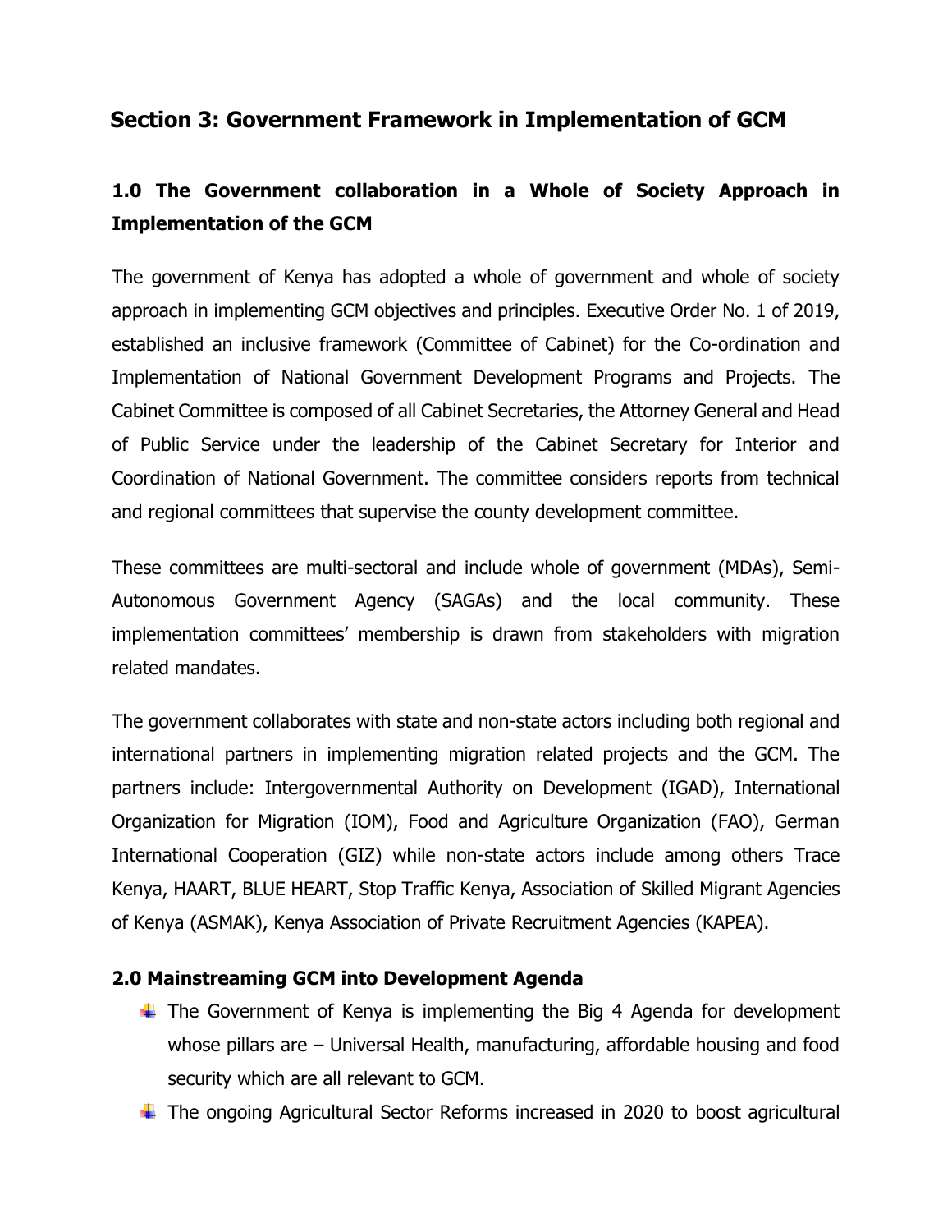# Section 3: Government Framework in Implementation of GCM

## 1.0 The Government collaboration in a Whole of Society Approach in Implementation of the GCM

The government of Kenya has adopted a whole of government and whole of society approach in implementing GCM objectives and principles. Executive Order No. 1 of 2019, established an inclusive framework (Committee of Cabinet) for the Co-ordination and Implementation of National Government Development Programs and Projects. The Cabinet Committee is composed of all Cabinet Secretaries, the Attorney General and Head of Public Service under the leadership of the Cabinet Secretary for Interior and Coordination of National Government. The committee considers reports from technical and regional committees that supervise the county development committee.

These committees are multi-sectoral and include whole of government (MDAs), Semi-Autonomous Government Agency (SAGAs) and the local community. These implementation committees' membership is drawn from stakeholders with migration related mandates.

The government collaborates with state and non-state actors including both regional and international partners in implementing migration related projects and the GCM. The partners include: Intergovernmental Authority on Development (IGAD), International Organization for Migration (IOM), Food and Agriculture Organization (FAO), German International Cooperation (GIZ) while non-state actors include among others Trace Kenya, HAART, BLUE HEART, Stop Traffic Kenya, Association of Skilled Migrant Agencies of Kenya (ASMAK), Kenya Association of Private Recruitment Agencies (KAPEA).

## 2.0 Mainstreaming GCM into Development Agenda

- The Government of Kenya is implementing the Big 4 Agenda for development whose pillars are – Universal Health, manufacturing, affordable housing and food security which are all relevant to GCM.
- The ongoing Agricultural Sector Reforms increased in 2020 to boost agricultural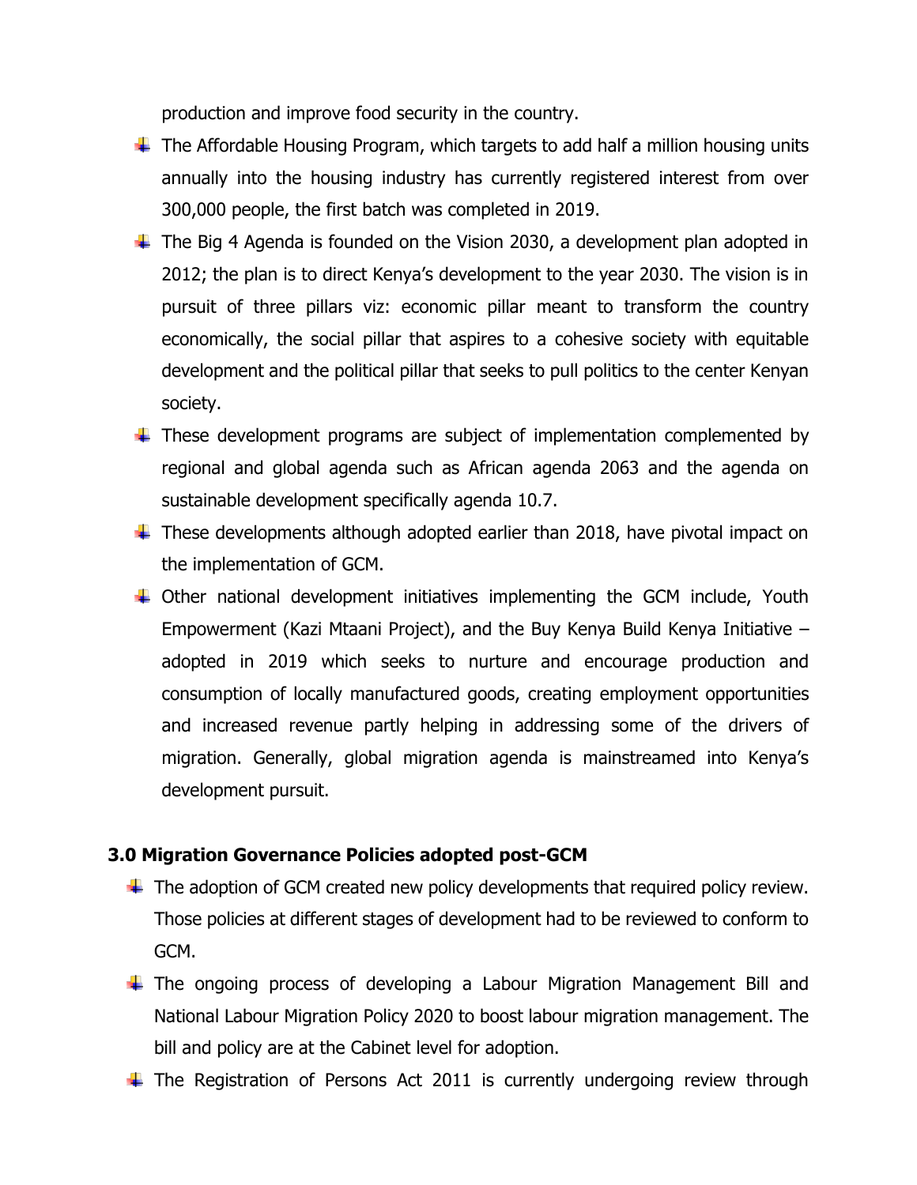production and improve food security in the country.

- The Affordable Housing Program, which targets to add half a million housing units annually into the housing industry has currently registered interest from over 300,000 people, the first batch was completed in 2019.
- The Big 4 Agenda is founded on the Vision 2030, a development plan adopted in 2012; the plan is to direct Kenya's development to the year 2030. The vision is in pursuit of three pillars viz: economic pillar meant to transform the country economically, the social pillar that aspires to a cohesive society with equitable development and the political pillar that seeks to pull politics to the center Kenyan society.
- These development programs are subject of implementation complemented by regional and global agenda such as African agenda 2063 and the agenda on sustainable development specifically agenda 10.7.
- These developments although adopted earlier than 2018, have pivotal impact on the implementation of GCM.
- Other national development initiatives implementing the GCM include, Youth Empowerment (Kazi Mtaani Project), and the Buy Kenya Build Kenya Initiative – adopted in 2019 which seeks to nurture and encourage production and consumption of locally manufactured goods, creating employment opportunities and increased revenue partly helping in addressing some of the drivers of migration. Generally, global migration agenda is mainstreamed into Kenya's development pursuit.

## 3.0 Migration Governance Policies adopted post-GCM

- The adoption of GCM created new policy developments that required policy review. Those policies at different stages of development had to be reviewed to conform to GCM.
- The ongoing process of developing a Labour Migration Management Bill and National Labour Migration Policy 2020 to boost labour migration management. The bill and policy are at the Cabinet level for adoption.
- The Registration of Persons Act 2011 is currently undergoing review through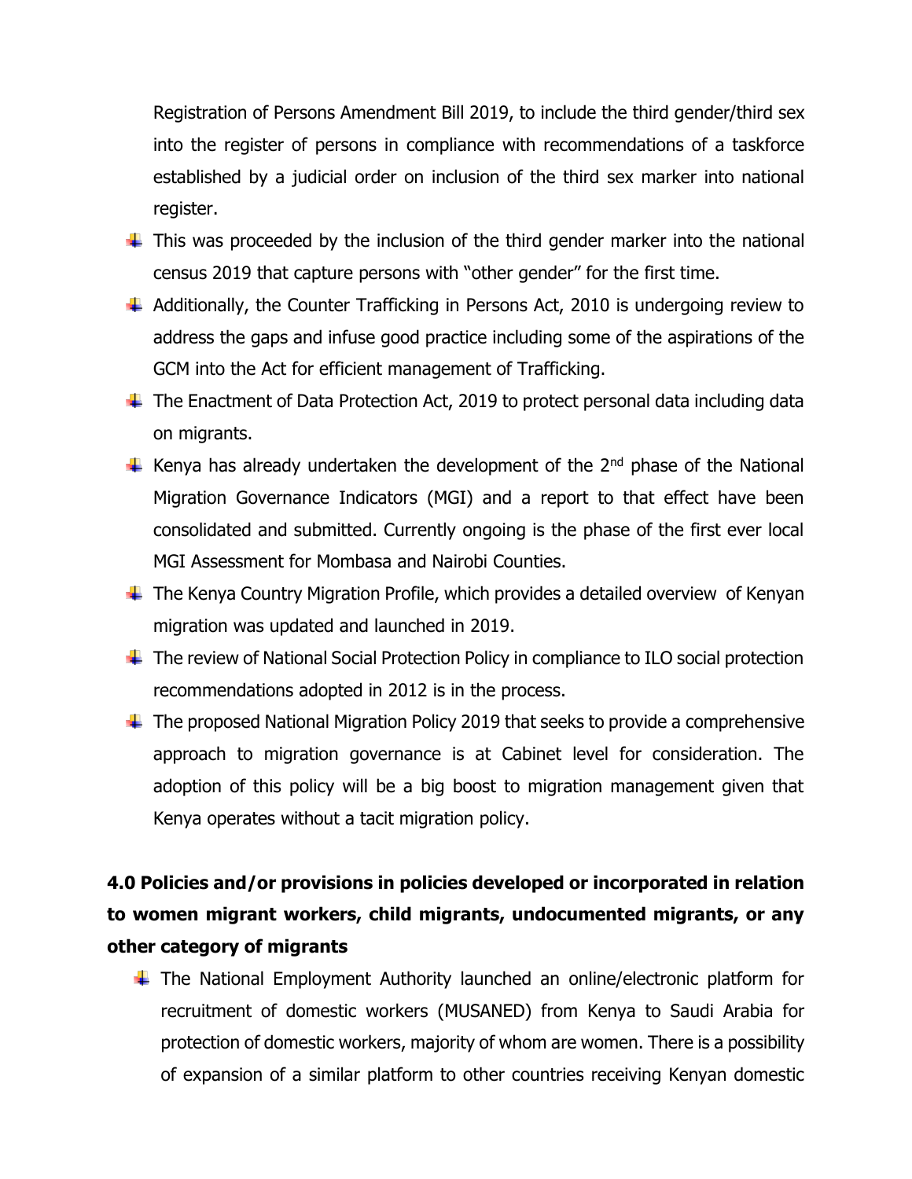Registration of Persons Amendment Bill 2019, to include the third gender/third sex into the register of persons in compliance with recommendations of a taskforce established by a judicial order on inclusion of the third sex marker into national register.

- This was proceeded by the inclusion of the third gender marker into the national census 2019 that capture persons with "other gender" for the first time.
- Additionally, the Counter Trafficking in Persons Act, 2010 is undergoing review to address the gaps and infuse good practice including some of the aspirations of the GCM into the Act for efficient management of Trafficking.
- The Enactment of Data Protection Act, 2019 to protect personal data including data on migrants.
- Kenya has already undertaken the development of the 2nd phase of the National Migration Governance Indicators (MGI) and a report to that effect have been consolidated and submitted. Currently ongoing is the phase of the first ever local MGI Assessment for Mombasa and Nairobi Counties.
- The Kenya Country Migration Profile, which provides a detailed overview of Kenyan migration was updated and launched in 2019.
- The review of National Social Protection Policy in compliance to ILO social protection recommendations adopted in 2012 is in the process.
- The proposed National Migration Policy 2019 that seeks to provide a comprehensive approach to migration governance is at Cabinet level for consideration. The adoption of this policy will be a big boost to migration management given that Kenya operates without a tacit migration policy.

## 4.0 Policies and/or provisions in policies developed or incorporated in relation to women migrant workers, child migrants, undocumented migrants, or any other category of migrants

- The National Employment Authority launched an online/electronic platform for recruitment of domestic workers (MUSANED) from Kenya to Saudi Arabia for protection of domestic workers, majority of whom are women. There is a possibility of expansion of a similar platform to other countries receiving Kenyan domestic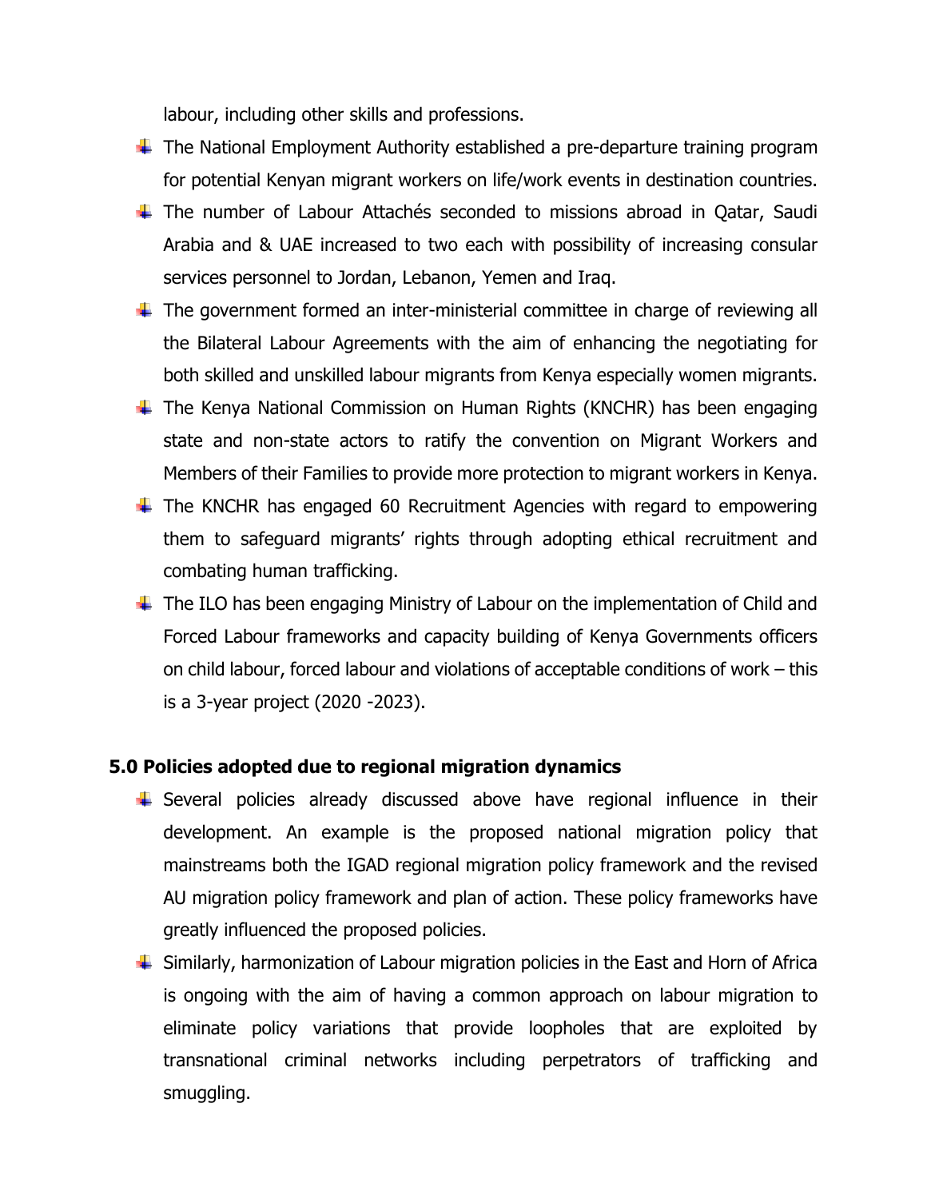labour, including other skills and professions.

- The National Employment Authority established a pre-departure training program for potential Kenyan migrant workers on life/work events in destination countries.
- The number of Labour Attachés seconded to missions abroad in Qatar, Saudi Arabia and & UAE increased to two each with possibility of increasing consular services personnel to Jordan, Lebanon, Yemen and Iraq.
- The government formed an inter-ministerial committee in charge of reviewing all the Bilateral Labour Agreements with the aim of enhancing the negotiating for both skilled and unskilled labour migrants from Kenya especially women migrants.
- The Kenya National Commission on Human Rights (KNCHR) has been engaging state and non-state actors to ratify the convention on Migrant Workers and Members of their Families to provide more protection to migrant workers in Kenya.
- The KNCHR has engaged 60 Recruitment Agencies with regard to empowering them to safeguard migrants' rights through adopting ethical recruitment and combating human trafficking.
- The ILO has been engaging Ministry of Labour on the implementation of Child and Forced Labour frameworks and capacity building of Kenya Governments officers on child labour, forced labour and violations of acceptable conditions of work – this is a 3-year project (2020 -2023).

## 5.0 Policies adopted due to regional migration dynamics

- Several policies already discussed above have regional influence in their development. An example is the proposed national migration policy that mainstreams both the IGAD regional migration policy framework and the revised AU migration policy framework and plan of action. These policy frameworks have greatly influenced the proposed policies.
- Similarly, harmonization of Labour migration policies in the East and Horn of Africa is ongoing with the aim of having a common approach on labour migration to eliminate policy variations that provide loopholes that are exploited by transnational criminal networks including perpetrators of trafficking and smuggling.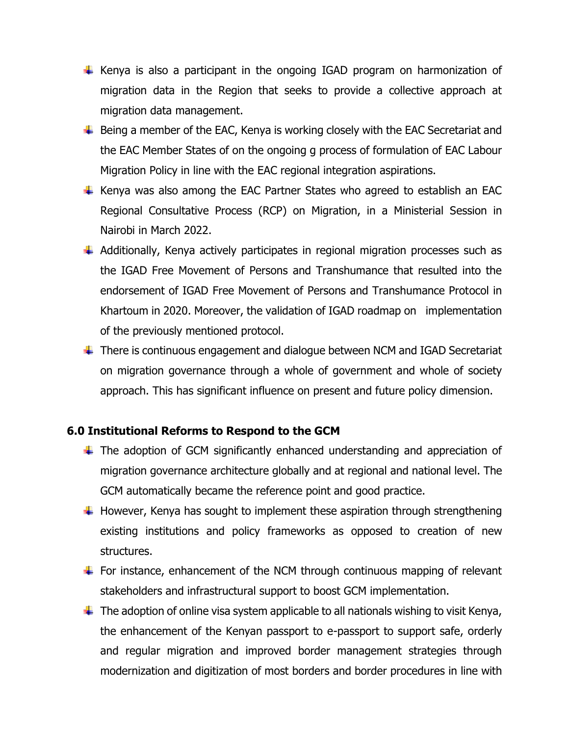- Kenya is also a participant in the ongoing IGAD program on harmonization of migration data in the Region that seeks to provide a collective approach at migration data management.
- Being a member of the EAC, Kenya is working closely with the EAC Secretariat and the EAC Member States of on the ongoing g process of formulation of EAC Labour Migration Policy in line with the EAC regional integration aspirations.
- Kenya was also among the EAC Partner States who agreed to establish an EAC Regional Consultative Process (RCP) on Migration, in a Ministerial Session in Nairobi in March 2022.
- Additionally, Kenya actively participates in regional migration processes such as the IGAD Free Movement of Persons and Transhumance that resulted into the endorsement of IGAD Free Movement of Persons and Transhumance Protocol in Khartoum in 2020. Moreover, the validation of IGAD roadmap on implementation of the previously mentioned protocol.
- There is continuous engagement and dialogue between NCM and IGAD Secretariat on migration governance through a whole of government and whole of society approach. This has significant influence on present and future policy dimension.

## 6.0 Institutional Reforms to Respond to the GCM

- The adoption of GCM significantly enhanced understanding and appreciation of migration governance architecture globally and at regional and national level. The GCM automatically became the reference point and good practice.
- However, Kenya has sought to implement these aspiration through strengthening existing institutions and policy frameworks as opposed to creation of new structures.
- For instance, enhancement of the NCM through continuous mapping of relevant stakeholders and infrastructural support to boost GCM implementation.
- The adoption of online visa system applicable to all nationals wishing to visit Kenya, the enhancement of the Kenyan passport to e-passport to support safe, orderly and regular migration and improved border management strategies through modernization and digitization of most borders and border procedures in line with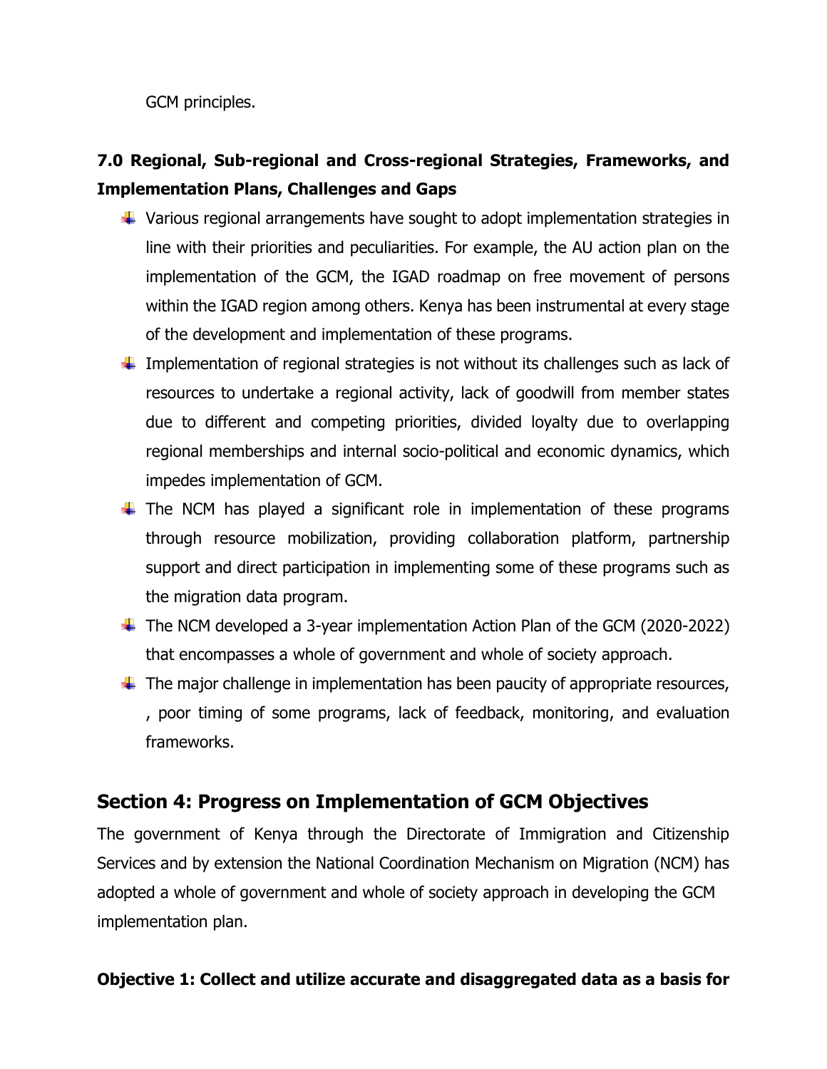GCM principles.

**7.0 Regional, Sub-regional and Cross-regional Strategies, Frameworks, and Implementation Plans, Challenges and Gaps**

- Various regional arrangements have sought to adopt implementation strategies in line with their priorities and peculiarities. For example, the AU action plan on the implementation of the GCM, the IGAD roadmap on free movement of persons within the IGAD region among others. Kenya has been instrumental at every stage of the development and implementation of these programs.
- Implementation of regional strategies is not without its challenges such as lack of resources to undertake a regional activity, lack of goodwill from member states due to different and competing priorities, divided loyalty due to overlapping regional memberships and internal socio-political and economic dynamics, which impedes implementation of GCM.
- The NCM has played a significant role in implementation of these programs through resource mobilization, providing collaboration platform, partnership support and direct participation in implementing some of these programs such as the migration data program.
- The NCM developed a 3-year implementation Action Plan of the GCM (2020-2022) that encompasses a whole of government and whole of society approach.
- The major challenge in implementation has been paucity of appropriate resources, , poor timing of some programs, lack of feedback, monitoring, and evaluation frameworks.

## Section 4: Progress on Implementation of GCM Objectives

The government of Kenya through the Directorate of Immigration and Citizenship Services and by extension the National Coordination Mechanism on Migration (NCM) has adopted a whole of government and whole of society approach in developing the GCM implementation plan.

**Objective 1: Collect and utilize accurate and disaggregated data as a basis for**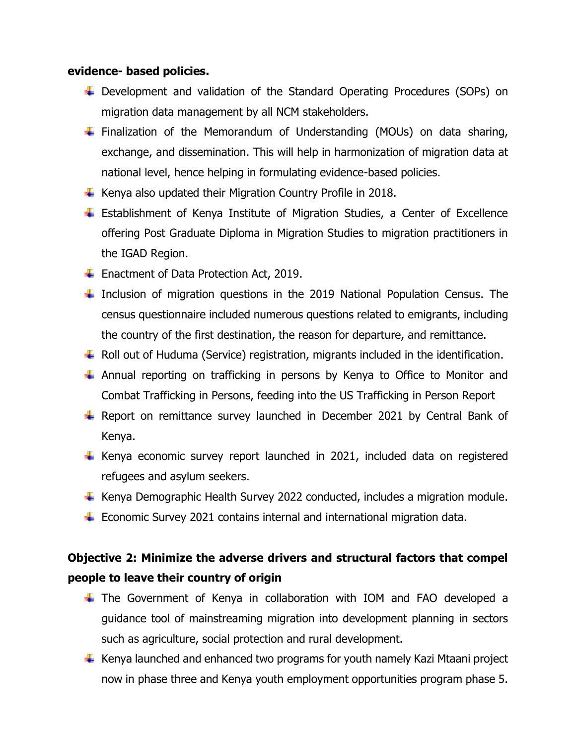**evidence- based policies.**

- Development and validation of the Standard Operating Procedures (SOPs) on migration data management by all NCM stakeholders.
- Finalization of the Memorandum of Understanding (MOUs) on data sharing, exchange, and dissemination. This will help in harmonization of migration data at national level, hence helping in formulating evidence-based policies.
- Kenya also updated their Migration Country Profile in 2018.
- Establishment of Kenya Institute of Migration Studies, a Center of Excellence offering Post Graduate Diploma in Migration Studies to migration practitioners in the IGAD Region.
- Enactment of Data Protection Act, 2019.
- Inclusion of migration questions in the 2019 National Population Census. The census questionnaire included numerous questions related to emigrants, including the country of the first destination, the reason for departure, and remittance.
- Roll out of Huduma (Service) registration, migrants included in the identification.
- Annual reporting on trafficking in persons by Kenya to Office to Monitor and Combat Trafficking in Persons, feeding into the US Trafficking in Person Report
- Report on remittance survey launched in December 2021 by Central Bank of Kenya.
- Kenya economic survey report launched in 2021, included data on registered refugees and asylum seekers.
- Kenya Demographic Health Survey 2022 conducted, includes a migration module.
- Economic Survey 2021 contains internal and international migration data.

**Objective 2: Minimize the adverse drivers and structural factors that compel people to leave their country of origin**

- The Government of Kenya in collaboration with IOM and FAO developed a guidance tool of mainstreaming migration into development planning in sectors such as agriculture, social protection and rural development.
- Kenya launched and enhanced two programs for youth namely Kazi Mtaani project now in phase three and Kenya youth employment opportunities program phase 5.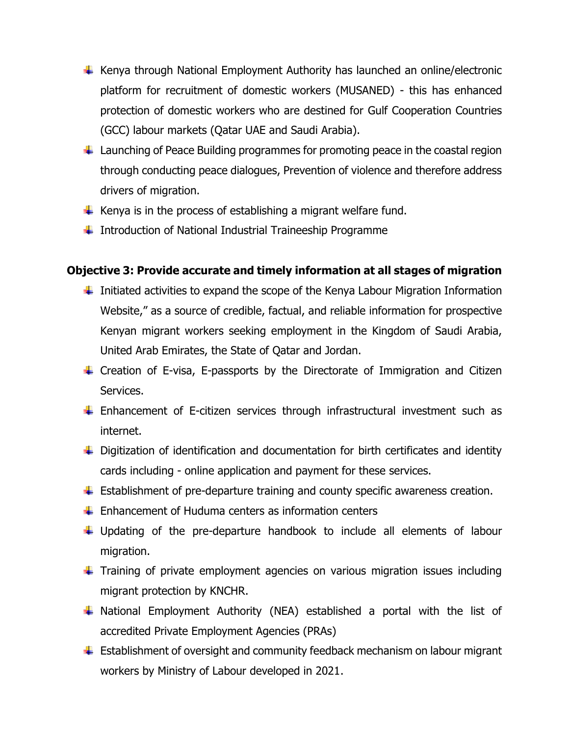- Kenya through National Employment Authority has launched an online/electronic platform for recruitment of domestic workers (MUSANED) - this has enhanced protection of domestic workers who are destined for Gulf Cooperation Countries (GCC) labour markets (Qatar UAE and Saudi Arabia).
- Launching of Peace Building programmes for promoting peace in the coastal region through conducting peace dialogues, Prevention of violence and therefore address drivers of migration.
- Kenya is in the process of establishing a migrant welfare fund.
- Introduction of National Industrial Traineeship Programme

**Objective 3: Provide accurate and timely information at all stages of migration**

- Initiated activities to expand the scope of the Kenya Labour Migration Information Website," as a source of credible, factual, and reliable information for prospective Kenyan migrant workers seeking employment in the Kingdom of Saudi Arabia, United Arab Emirates, the State of Qatar and Jordan.
- Creation of E-visa, E-passports by the Directorate of Immigration and Citizen Services.
- Enhancement of E-citizen services through infrastructural investment such as internet.
- Digitization of identification and documentation for birth certificates and identity cards including - online application and payment for these services.
- Establishment of pre-departure training and county specific awareness creation.
- Enhancement of Huduma centers as information centers
- Updating of the pre-departure handbook to include all elements of labour migration.
- Training of private employment agencies on various migration issues including migrant protection by KNCHR.
- National Employment Authority (NEA) established a portal with the list of accredited Private Employment Agencies (PRAs)
- Establishment of oversight and community feedback mechanism on labour migrant workers by Ministry of Labour developed in 2021.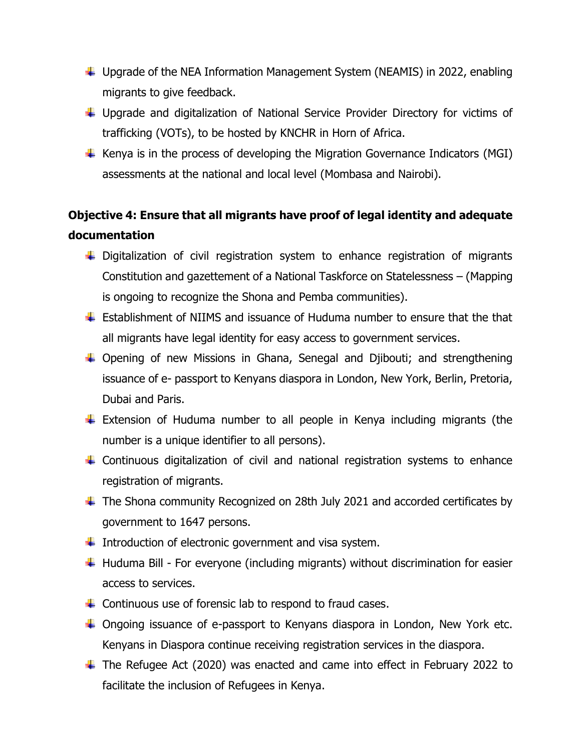- Upgrade of the NEA Information Management System (NEAMIS) in 2022, enabling migrants to give feedback.
- Upgrade and digitalization of National Service Provider Directory for victims of trafficking (VOTs), to be hosted by KNCHR in Horn of Africa.
- Kenya is in the process of developing the Migration Governance Indicators (MGI) assessments at the national and local level (Mombasa and Nairobi).

**Objective 4: Ensure that all migrants have proof of legal identity and adequate documentation**

- Digitalization of civil registration system to enhance registration of migrants Constitution and gazettement of a National Taskforce on Statelessness – (Mapping is ongoing to recognize the Shona and Pemba communities).
- Establishment of NIIMS and issuance of Huduma number to ensure that the that all migrants have legal identity for easy access to government services.
- Opening of new Missions in Ghana, Senegal and Djibouti; and strengthening issuance of e- passport to Kenyans diaspora in London, New York, Berlin, Pretoria, Dubai and Paris.
- Extension of Huduma number to all people in Kenya including migrants (the number is a unique identifier to all persons).
- Continuous digitalization of civil and national registration systems to enhance registration of migrants.
- The Shona community Recognized on 28th July 2021 and accorded certificates by government to 1647 persons.
- Introduction of electronic government and visa system.
- Huduma Bill - For everyone (including migrants) without discrimination for easier access to services.
- Continuous use of forensic lab to respond to fraud cases.
- Ongoing issuance of e-passport to Kenyans diaspora in London, New York etc. Kenyans in Diaspora continue receiving registration services in the diaspora.
- The Refugee Act (2020) was enacted and came into effect in February 2022 to facilitate the inclusion of Refugees in Kenya.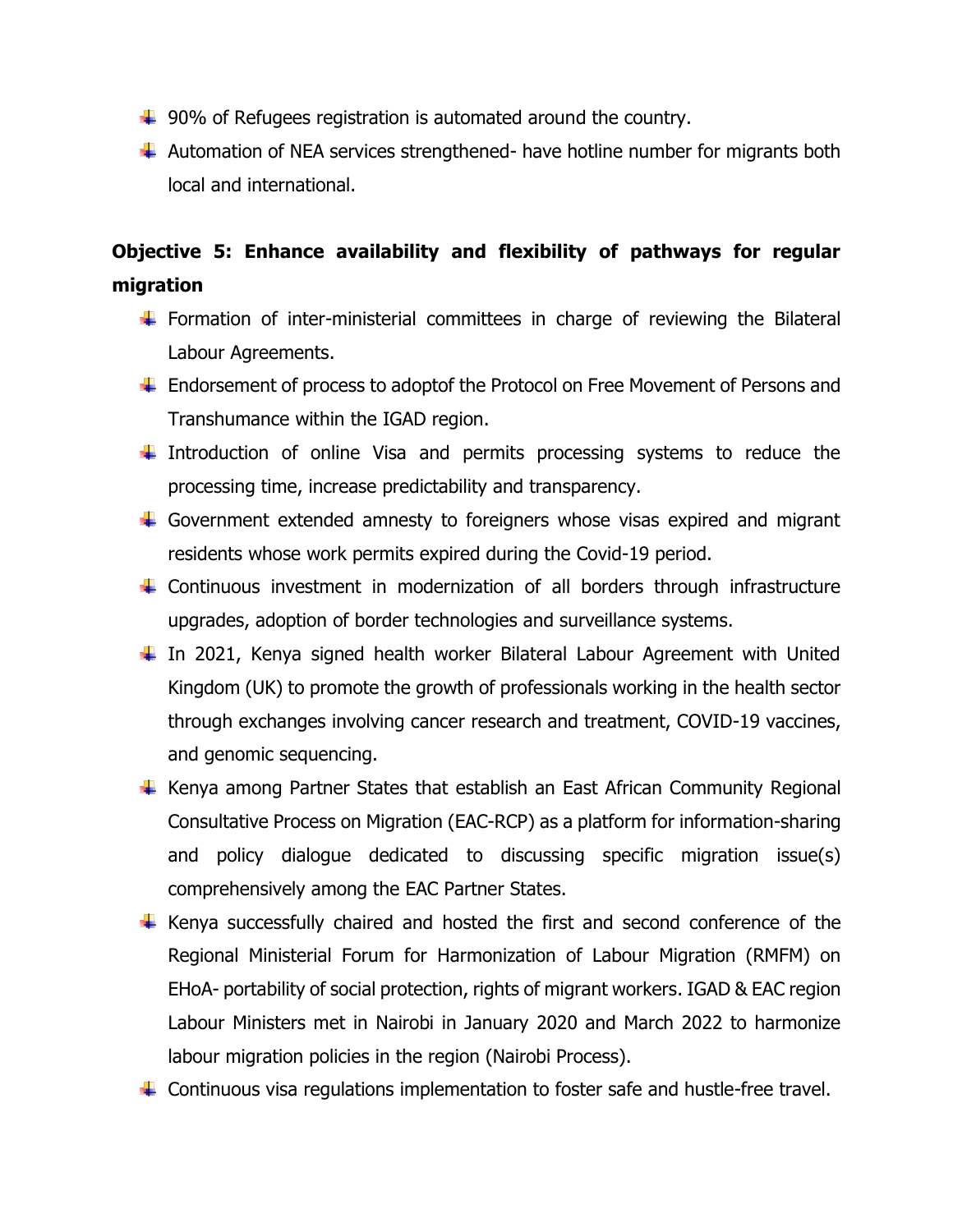- 90% of Refugees registration is automated around the country.
- Automation of NEA services strengthened- have hotline number for migrants both local and international.

**Objective 5: Enhance availability and flexibility of pathways for regular migration**

- Formation of inter-ministerial committees in charge of reviewing the Bilateral Labour Agreements.
- Endorsement of process to adoptof the Protocol on Free Movement of Persons and Transhumance within the IGAD region.
- Introduction of online Visa and permits processing systems to reduce the processing time, increase predictability and transparency.
- Government extended amnesty to foreigners whose visas expired and migrant residents whose work permits expired during the Covid-19 period.
- Continuous investment in modernization of all borders through infrastructure upgrades, adoption of border technologies and surveillance systems.
- In 2021, Kenya signed health worker Bilateral Labour Agreement with United Kingdom (UK) to promote the growth of professionals working in the health sector through exchanges involving cancer research and treatment, COVID-19 vaccines, and genomic sequencing.
- Kenya among Partner States that establish an East African Community Regional Consultative Process on Migration (EAC-RCP) as a platform for information-sharing and policy dialogue dedicated to discussing specific migration issue(s) comprehensively among the EAC Partner States.
- Kenya successfully chaired and hosted the first and second conference of the Regional Ministerial Forum for Harmonization of Labour Migration (RMFM) on EHoA- portability of social protection, rights of migrant workers. IGAD & EAC region Labour Ministers met in Nairobi in January 2020 and March 2022 to harmonize labour migration policies in the region (Nairobi Process).
- Continuous visa regulations implementation to foster safe and hustle-free travel.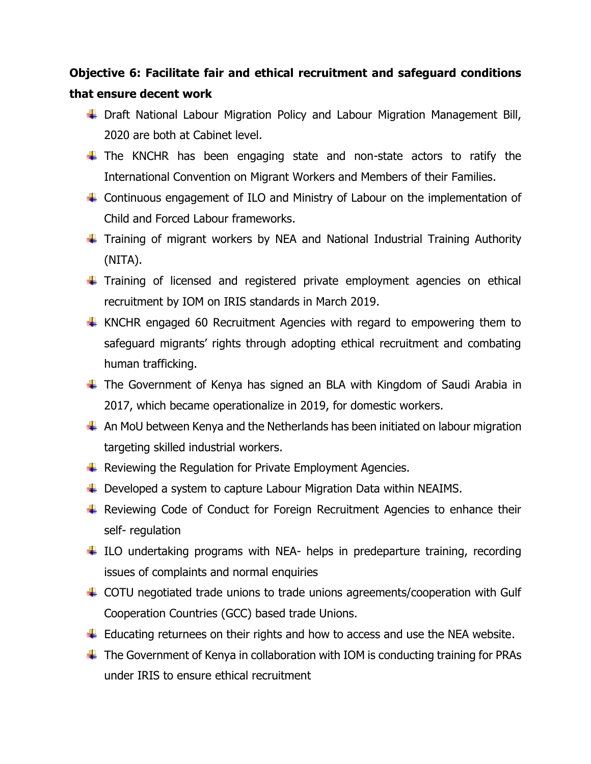**Objective 6: Facilitate fair and ethical recruitment and safeguard conditions that ensure decent work**

- Draft National Labour Migration Policy and Labour Migration Management Bill, 2020 are both at Cabinet level.
- The KNCHR has been engaging state and non-state actors to ratify the International Convention on Migrant Workers and Members of their Families.
- Continuous engagement of ILO and Ministry of Labour on the implementation of Child and Forced Labour frameworks.
- Training of migrant workers by NEA and National Industrial Training Authority (NITA).
- Training of licensed and registered private employment agencies on ethical recruitment by IOM on IRIS standards in March 2019.
- KNCHR engaged 60 Recruitment Agencies with regard to empowering them to safeguard migrants' rights through adopting ethical recruitment and combating human trafficking.
- The Government of Kenya has signed an BLA with Kingdom of Saudi Arabia in 2017, which became operationalize in 2019, for domestic workers.
- An MoU between Kenya and the Netherlands has been initiated on labour migration targeting skilled industrial workers.
- Reviewing the Regulation for Private Employment Agencies.
- Developed a system to capture Labour Migration Data within NEAIMS.
- Reviewing Code of Conduct for Foreign Recruitment Agencies to enhance their self- regulation
- ILO undertaking programs with NEA- helps in predeparture training, recording issues of complaints and normal enquiries
- COTU negotiated trade unions to trade unions agreements/cooperation with Gulf Cooperation Countries (GCC) based trade Unions.
- Educating returnees on their rights and how to access and use the NEA website.
- The Government of Kenya in collaboration with IOM is conducting training for PRAs under IRIS to ensure ethical recruitment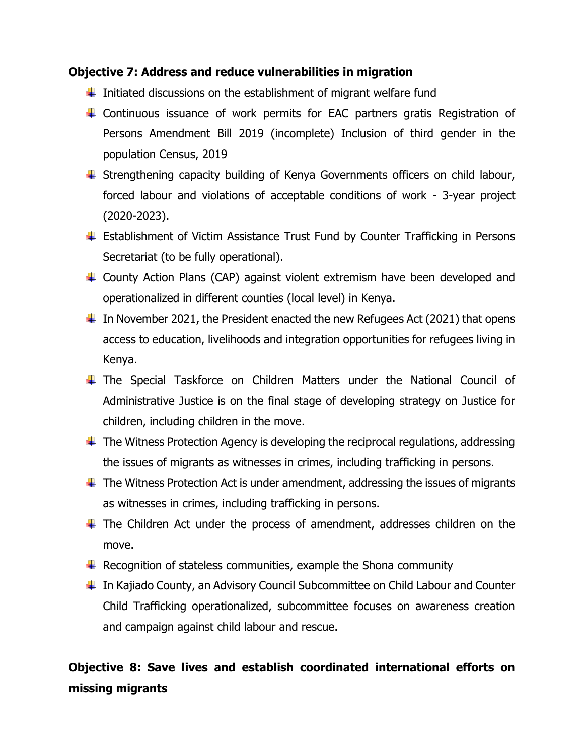**Objective 7: Address and reduce vulnerabilities in migration**

- Initiated discussions on the establishment of migrant welfare fund
- Continuous issuance of work permits for EAC partners gratis Registration of Persons Amendment Bill 2019 (incomplete) Inclusion of third gender in the population Census, 2019
- Strengthening capacity building of Kenya Governments officers on child labour, forced labour and violations of acceptable conditions of work - 3-year project (2020-2023).
- Establishment of Victim Assistance Trust Fund by Counter Trafficking in Persons Secretariat (to be fully operational).
- County Action Plans (CAP) against violent extremism have been developed and operationalized in different counties (local level) in Kenya.
- In November 2021, the President enacted the new Refugees Act (2021) that opens access to education, livelihoods and integration opportunities for refugees living in Kenya.
- The Special Taskforce on Children Matters under the National Council of Administrative Justice is on the final stage of developing strategy on Justice for children, including children in the move.
- The Witness Protection Agency is developing the reciprocal regulations, addressing the issues of migrants as witnesses in crimes, including trafficking in persons.
- The Witness Protection Act is under amendment, addressing the issues of migrants as witnesses in crimes, including trafficking in persons.
- The Children Act under the process of amendment, addresses children on the move.
- Recognition of stateless communities, example the Shona community
- In Kajiado County, an Advisory Council Subcommittee on Child Labour and Counter Child Trafficking operationalized, subcommittee focuses on awareness creation and campaign against child labour and rescue.

**Objective 8: Save lives and establish coordinated international efforts on missing migrants**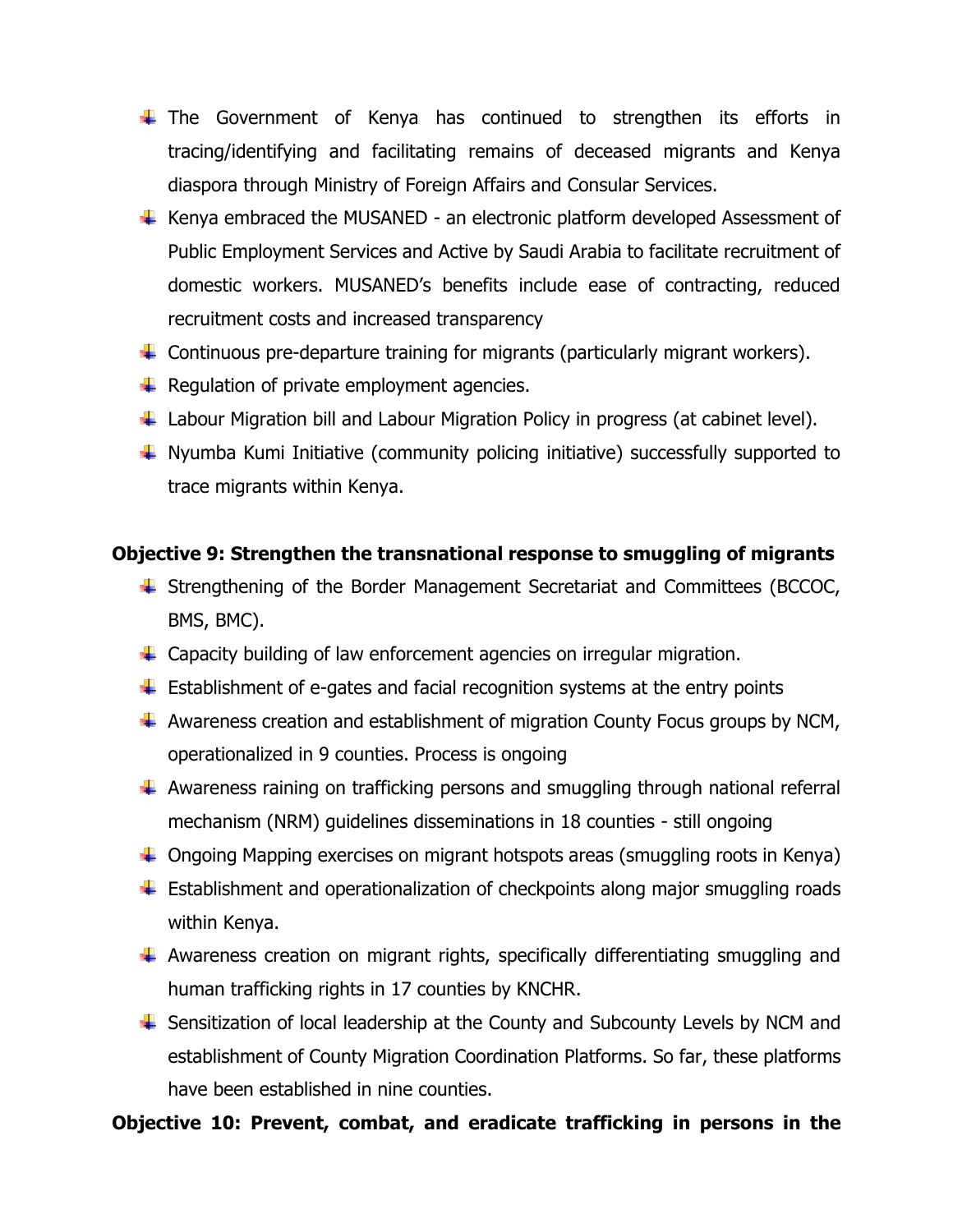- The Government of Kenya has continued to strengthen its efforts in tracing/identifying and facilitating remains of deceased migrants and Kenya diaspora through Ministry of Foreign Affairs and Consular Services.
- Kenya embraced the MUSANED - an electronic platform developed Assessment of Public Employment Services and Active by Saudi Arabia to facilitate recruitment of domestic workers. MUSANED's benefits include ease of contracting, reduced recruitment costs and increased transparency
- Continuous pre-departure training for migrants (particularly migrant workers).
- Regulation of private employment agencies.
- Labour Migration bill and Labour Migration Policy in progress (at cabinet level).
- Nyumba Kumi Initiative (community policing initiative) successfully supported to trace migrants within Kenya.

**Objective 9: Strengthen the transnational response to smuggling of migrants**

- Strengthening of the Border Management Secretariat and Committees (BCCOC, BMS, BMC).
- Capacity building of law enforcement agencies on irregular migration.
- Establishment of e-gates and facial recognition systems at the entry points
- Awareness creation and establishment of migration County Focus groups by NCM, operationalized in 9 counties. Process is ongoing
- Awareness raining on trafficking persons and smuggling through national referral mechanism (NRM) guidelines disseminations in 18 counties - still ongoing
- Ongoing Mapping exercises on migrant hotspots areas (smuggling roots in Kenya)
- Establishment and operationalization of checkpoints along major smuggling roads within Kenya.
- Awareness creation on migrant rights, specifically differentiating smuggling and human trafficking rights in 17 counties by KNCHR.
- Sensitization of local leadership at the County and Subcounty Levels by NCM and establishment of County Migration Coordination Platforms. So far, these platforms have been established in nine counties.

**Objective 10: Prevent, combat, and eradicate trafficking in persons in the**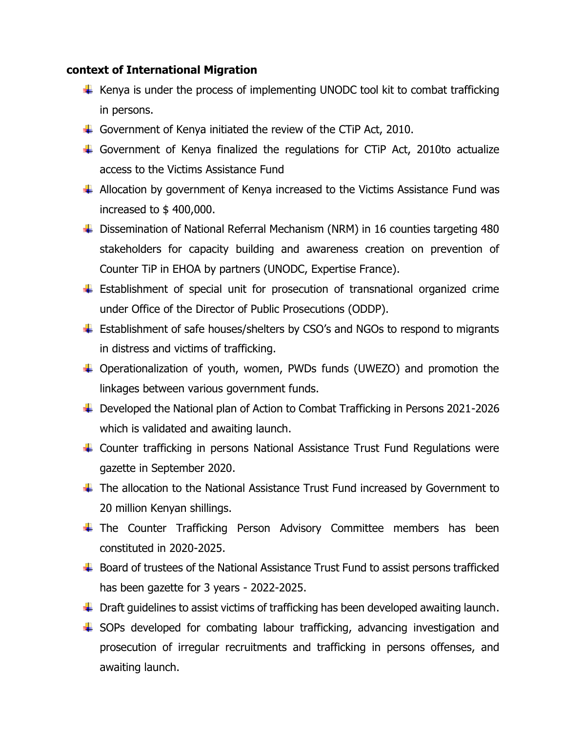**context of International Migration**

- Kenya is under the process of implementing UNODC tool kit to combat trafficking in persons.
- Government of Kenya initiated the review of the CTiP Act, 2010.
- Government of Kenya finalized the regulations for CTiP Act, 2010to actualize access to the Victims Assistance Fund
- Allocation by government of Kenya increased to the Victims Assistance Fund was increased to $ 400,000.
- Dissemination of National Referral Mechanism (NRM) in 16 counties targeting 480 stakeholders for capacity building and awareness creation on prevention of Counter TiP in EHOA by partners (UNODC, Expertise France).
- Establishment of special unit for prosecution of transnational organized crime under Office of the Director of Public Prosecutions (ODDP).
- Establishment of safe houses/shelters by CSO's and NGOs to respond to migrants in distress and victims of trafficking.
- Operationalization of youth, women, PWDs funds (UWEZO) and promotion the linkages between various government funds.
- Developed the National plan of Action to Combat Trafficking in Persons 2021-2026 which is validated and awaiting launch.
- Counter trafficking in persons National Assistance Trust Fund Regulations were gazette in September 2020.
- The allocation to the National Assistance Trust Fund increased by Government to 20 million Kenyan shillings.
- The Counter Trafficking Person Advisory Committee members has been constituted in 2020-2025.
- Board of trustees of the National Assistance Trust Fund to assist persons trafficked has been gazette for 3 years - 2022-2025.
- Draft guidelines to assist victims of trafficking has been developed awaiting launch.
- SOPs developed for combating labour trafficking, advancing investigation and prosecution of irregular recruitments and trafficking in persons offenses, and awaiting launch.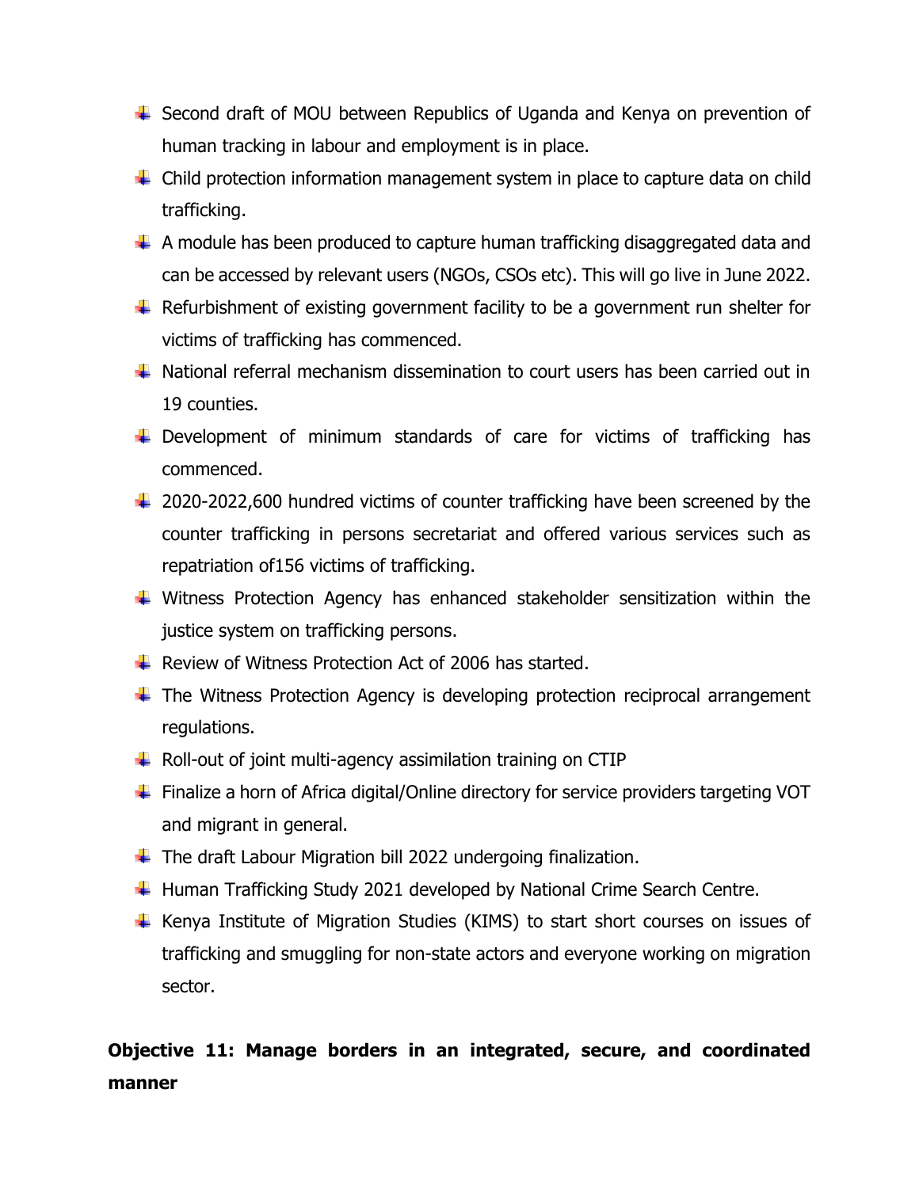- Second draft of MOU between Republics of Uganda and Kenya on prevention of human tracking in labour and employment is in place.
- Child protection information management system in place to capture data on child trafficking.
- A module has been produced to capture human trafficking disaggregated data and can be accessed by relevant users (NGOs, CSOs etc). This will go live in June 2022.
- Refurbishment of existing government facility to be a government run shelter for victims of trafficking has commenced.
- National referral mechanism dissemination to court users has been carried out in 19 counties.
- Development of minimum standards of care for victims of trafficking has commenced.
- 2020-2022,600 hundred victims of counter trafficking have been screened by the counter trafficking in persons secretariat and offered various services such as repatriation of156 victims of trafficking.
- Witness Protection Agency has enhanced stakeholder sensitization within the justice system on trafficking persons.
- Review of Witness Protection Act of 2006 has started.
- The Witness Protection Agency is developing protection reciprocal arrangement regulations.
- Roll-out of joint multi-agency assimilation training on CTIP
- Finalize a horn of Africa digital/Online directory for service providers targeting VOT and migrant in general.
- The draft Labour Migration bill 2022 undergoing finalization.
- Human Trafficking Study 2021 developed by National Crime Search Centre.
- Kenya Institute of Migration Studies (KIMS) to start short courses on issues of trafficking and smuggling for non-state actors and everyone working on migration sector.

**Objective 11: Manage borders in an integrated, secure, and coordinated manner**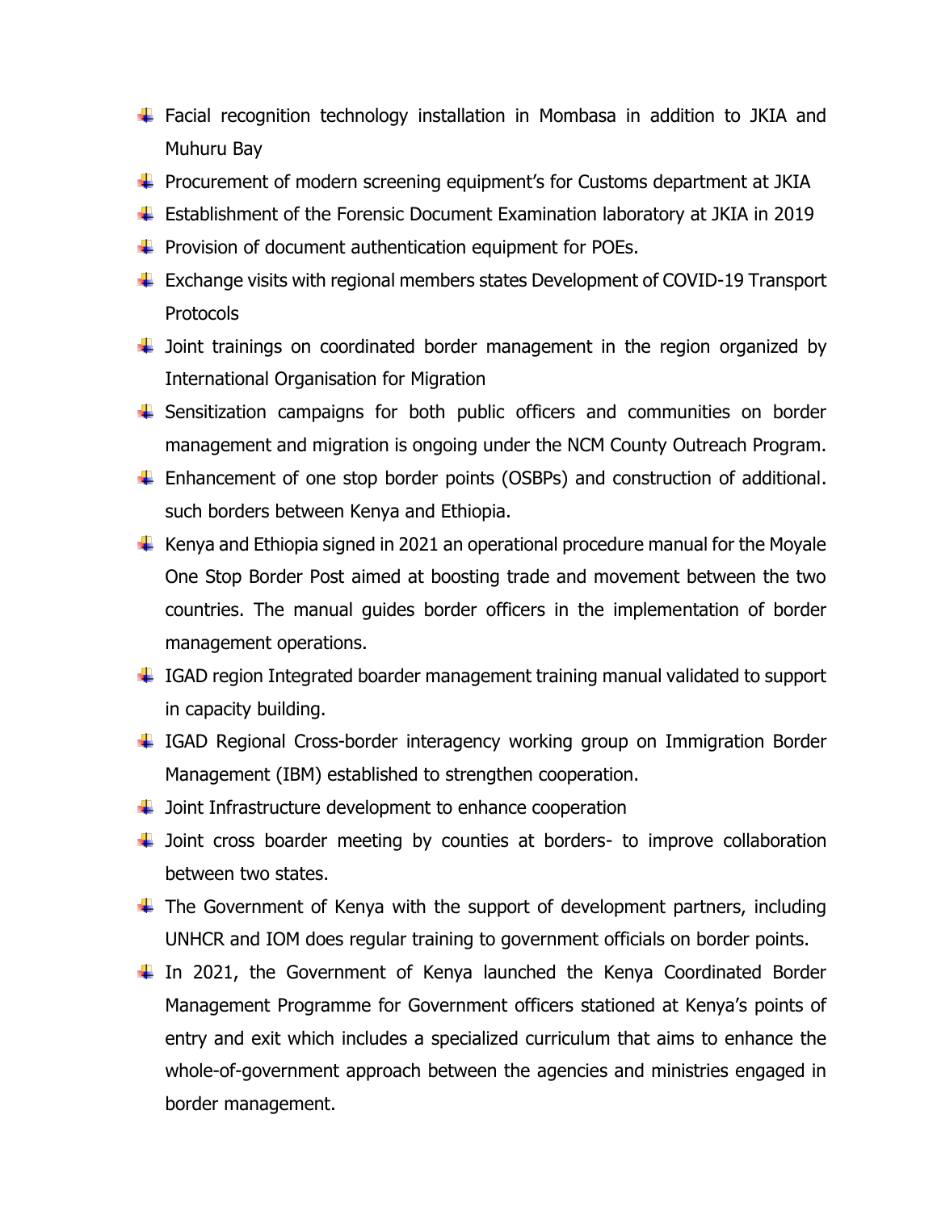- Facial recognition technology installation in Mombasa in addition to JKIA and Muhuru Bay
- Procurement of modern screening equipment's for Customs department at JKIA
- Establishment of the Forensic Document Examination laboratory at JKIA in 2019
- Provision of document authentication equipment for POEs.
- Exchange visits with regional members states Development of COVID-19 Transport Protocols
- Joint trainings on coordinated border management in the region organized by International Organisation for Migration
- Sensitization campaigns for both public officers and communities on border management and migration is ongoing under the NCM County Outreach Program.
- Enhancement of one stop border points (OSBPs) and construction of additional. such borders between Kenya and Ethiopia.
- Kenya and Ethiopia signed in 2021 an operational procedure manual for the Moyale One Stop Border Post aimed at boosting trade and movement between the two countries. The manual guides border officers in the implementation of border management operations.
- IGAD region Integrated boarder management training manual validated to support in capacity building.
- IGAD Regional Cross-border interagency working group on Immigration Border Management (IBM) established to strengthen cooperation.
- Joint Infrastructure development to enhance cooperation
- Joint cross boarder meeting by counties at borders- to improve collaboration between two states.
- The Government of Kenya with the support of development partners, including UNHCR and IOM does regular training to government officials on border points.
- In 2021, the Government of Kenya launched the Kenya Coordinated Border Management Programme for Government officers stationed at Kenya's points of entry and exit which includes a specialized curriculum that aims to enhance the whole-of-government approach between the agencies and ministries engaged in border management.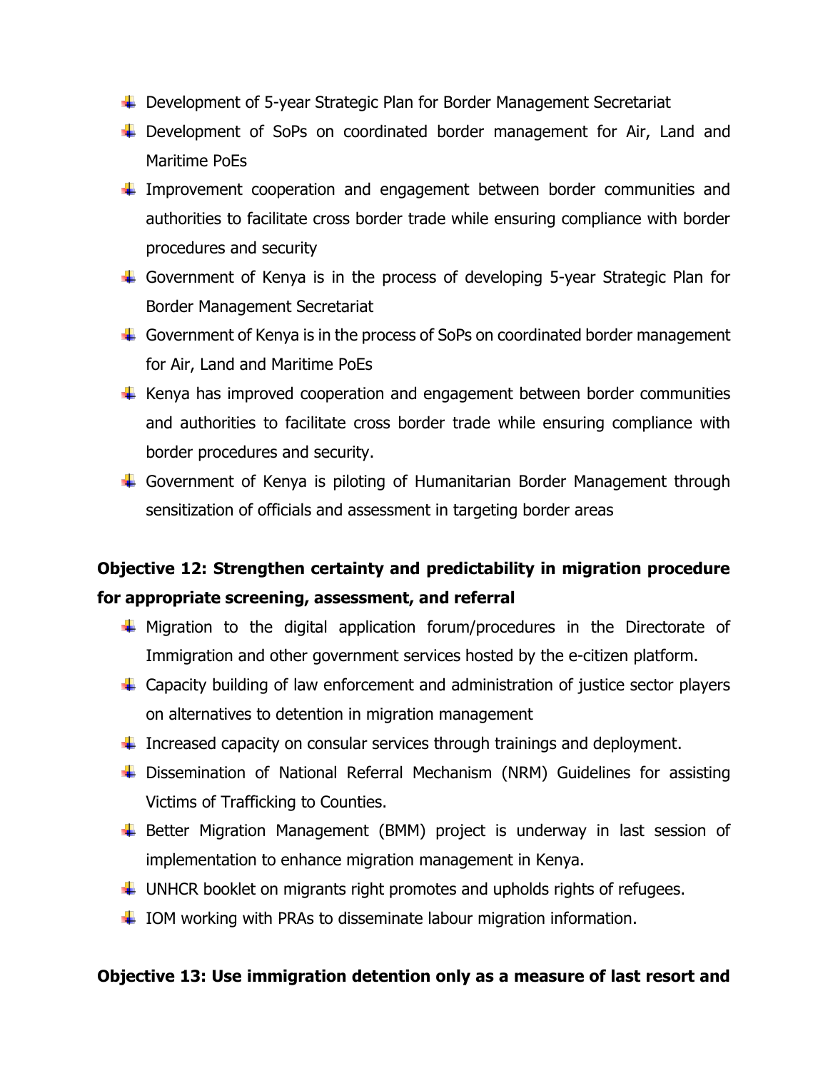- Development of 5-year Strategic Plan for Border Management Secretariat
- Development of SoPs on coordinated border management for Air, Land and Maritime PoEs
- Improvement cooperation and engagement between border communities and authorities to facilitate cross border trade while ensuring compliance with border procedures and security
- Government of Kenya is in the process of developing 5-year Strategic Plan for Border Management Secretariat
- Government of Kenya is in the process of SoPs on coordinated border management for Air, Land and Maritime PoEs
- Kenya has improved cooperation and engagement between border communities and authorities to facilitate cross border trade while ensuring compliance with border procedures and security.
- Government of Kenya is piloting of Humanitarian Border Management through sensitization of officials and assessment in targeting border areas

**Objective 12: Strengthen certainty and predictability in migration procedure for appropriate screening, assessment, and referral**

- Migration to the digital application forum/procedures in the Directorate of Immigration and other government services hosted by the e-citizen platform.
- Capacity building of law enforcement and administration of justice sector players on alternatives to detention in migration management
- Increased capacity on consular services through trainings and deployment.
- Dissemination of National Referral Mechanism (NRM) Guidelines for assisting Victims of Trafficking to Counties.
- Better Migration Management (BMM) project is underway in last session of implementation to enhance migration management in Kenya.
- UNHCR booklet on migrants right promotes and upholds rights of refugees.
- IOM working with PRAs to disseminate labour migration information.

**Objective 13: Use immigration detention only as a measure of last resort and**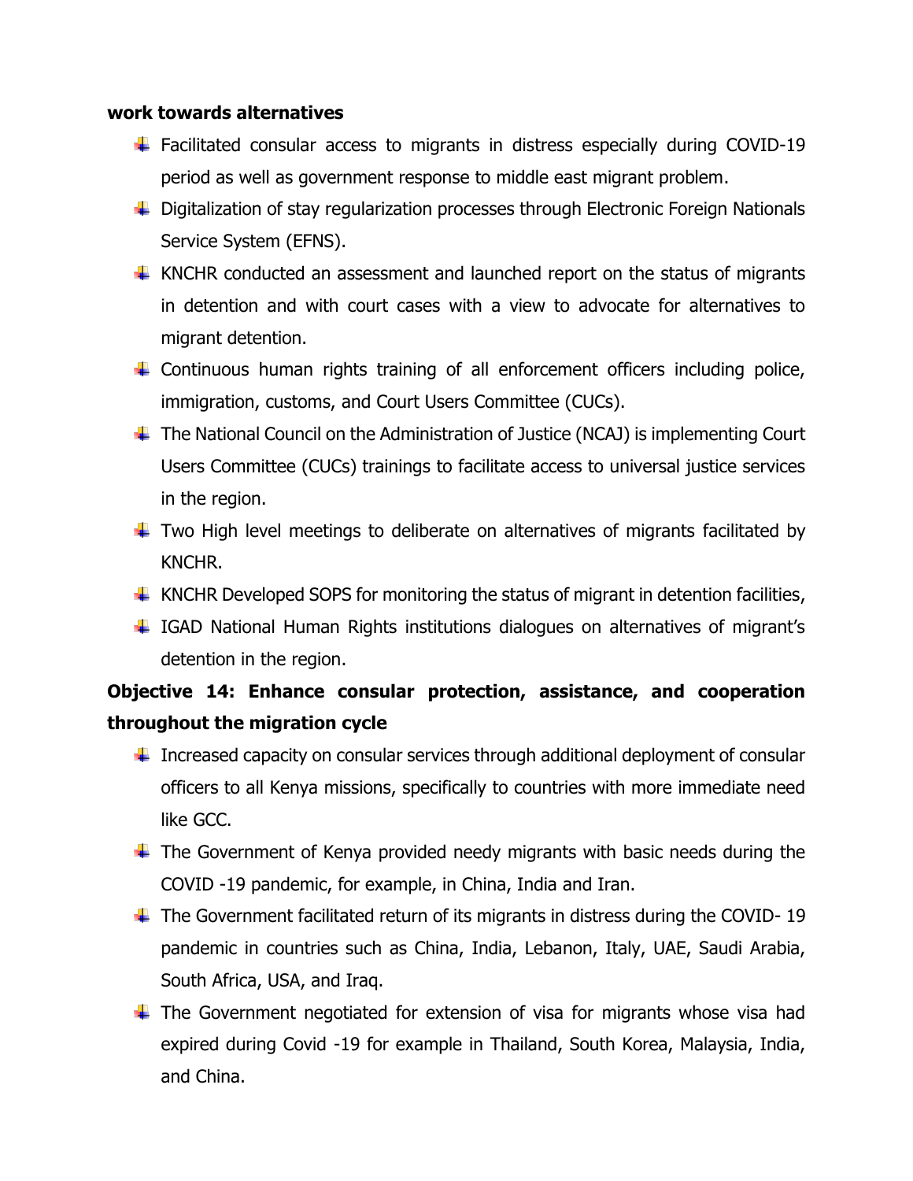**work towards alternatives**

- Facilitated consular access to migrants in distress especially during COVID-19 period as well as government response to middle east migrant problem.
- Digitalization of stay regularization processes through Electronic Foreign Nationals Service System (EFNS).
- KNCHR conducted an assessment and launched report on the status of migrants in detention and with court cases with a view to advocate for alternatives to migrant detention.
- Continuous human rights training of all enforcement officers including police, immigration, customs, and Court Users Committee (CUCs).
- The National Council on the Administration of Justice (NCAJ) is implementing Court Users Committee (CUCs) trainings to facilitate access to universal justice services in the region.
- Two High level meetings to deliberate on alternatives of migrants facilitated by KNCHR.
- KNCHR Developed SOPS for monitoring the status of migrant in detention facilities,
- IGAD National Human Rights institutions dialogues on alternatives of migrant's detention in the region.

**Objective 14: Enhance consular protection, assistance, and cooperation throughout the migration cycle**

- Increased capacity on consular services through additional deployment of consular officers to all Kenya missions, specifically to countries with more immediate need like GCC.
- The Government of Kenya provided needy migrants with basic needs during the COVID -19 pandemic, for example, in China, India and Iran.
- The Government facilitated return of its migrants in distress during the COVID- 19 pandemic in countries such as China, India, Lebanon, Italy, UAE, Saudi Arabia, South Africa, USA, and Iraq.
- The Government negotiated for extension of visa for migrants whose visa had expired during Covid -19 for example in Thailand, South Korea, Malaysia, India, and China.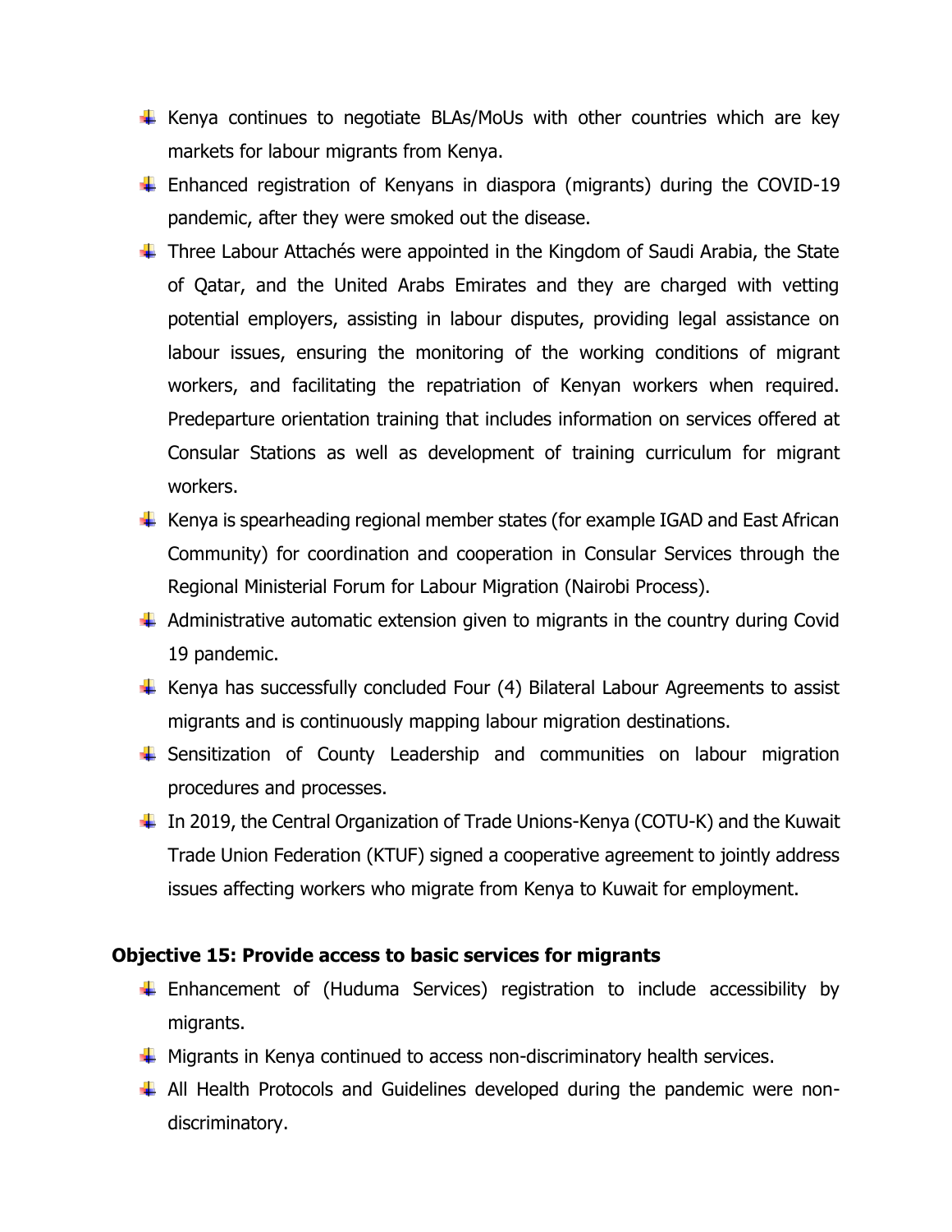- Kenya continues to negotiate BLAs/MoUs with other countries which are key markets for labour migrants from Kenya.
- Enhanced registration of Kenyans in diaspora (migrants) during the COVID-19 pandemic, after they were smoked out the disease.
- Three Labour Attachés were appointed in the Kingdom of Saudi Arabia, the State of Qatar, and the United Arabs Emirates and they are charged with vetting potential employers, assisting in labour disputes, providing legal assistance on labour issues, ensuring the monitoring of the working conditions of migrant workers, and facilitating the repatriation of Kenyan workers when required. Predeparture orientation training that includes information on services offered at Consular Stations as well as development of training curriculum for migrant workers.
- Kenya is spearheading regional member states (for example IGAD and East African Community) for coordination and cooperation in Consular Services through the Regional Ministerial Forum for Labour Migration (Nairobi Process).
- Administrative automatic extension given to migrants in the country during Covid 19 pandemic.
- Kenya has successfully concluded Four (4) Bilateral Labour Agreements to assist migrants and is continuously mapping labour migration destinations.
- Sensitization of County Leadership and communities on labour migration procedures and processes.
- In 2019, the Central Organization of Trade Unions-Kenya (COTU-K) and the Kuwait Trade Union Federation (KTUF) signed a cooperative agreement to jointly address issues affecting workers who migrate from Kenya to Kuwait for employment.

**Objective 15: Provide access to basic services for migrants**

- Enhancement of (Huduma Services) registration to include accessibility by migrants.
- Migrants in Kenya continued to access non-discriminatory health services.
- All Health Protocols and Guidelines developed during the pandemic were non-discriminatory.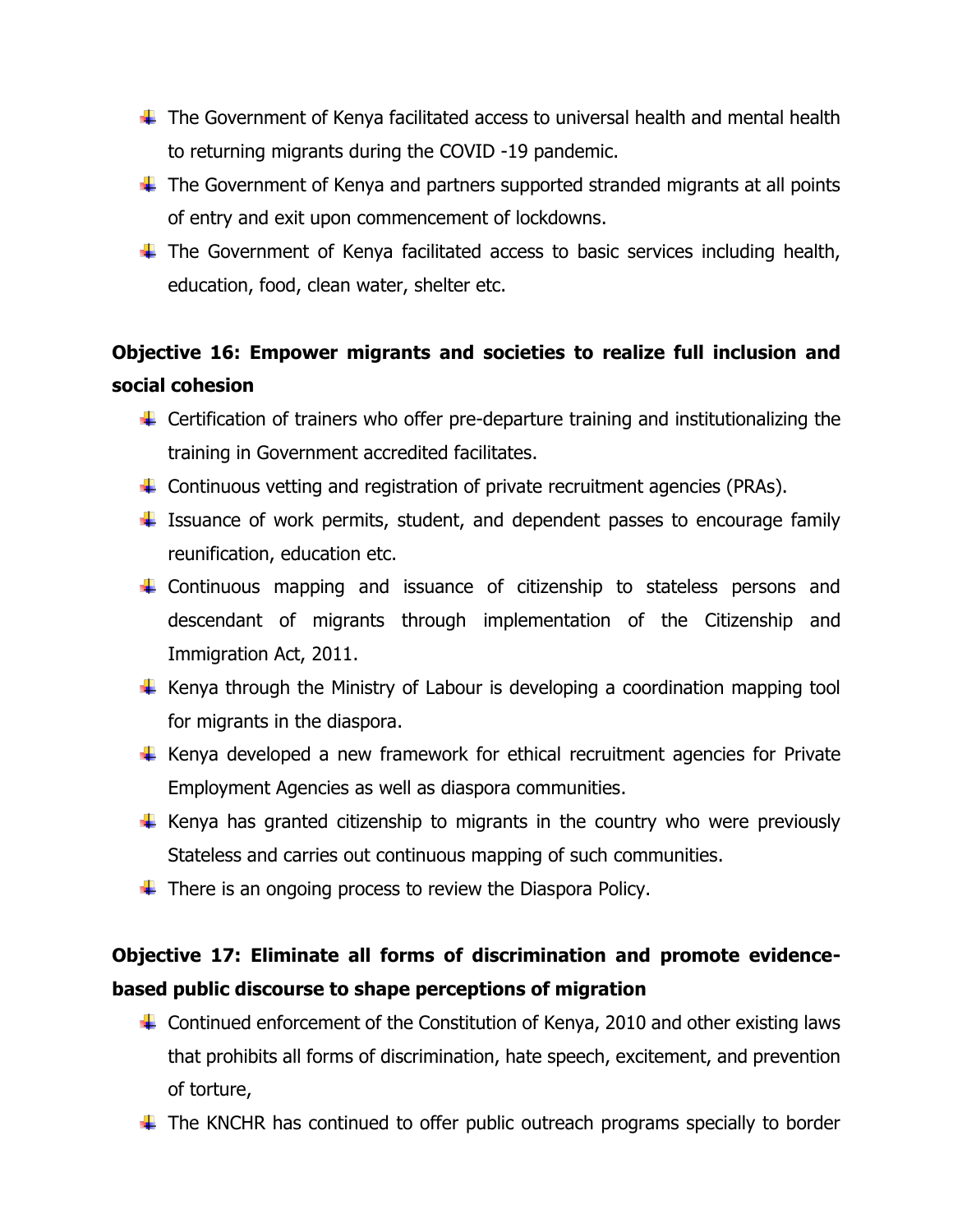- The Government of Kenya facilitated access to universal health and mental health to returning migrants during the COVID -19 pandemic.
- The Government of Kenya and partners supported stranded migrants at all points of entry and exit upon commencement of lockdowns.
- The Government of Kenya facilitated access to basic services including health, education, food, clean water, shelter etc.

**Objective 16: Empower migrants and societies to realize full inclusion and social cohesion**

- Certification of trainers who offer pre-departure training and institutionalizing the training in Government accredited facilitates.
- Continuous vetting and registration of private recruitment agencies (PRAs).
- Issuance of work permits, student, and dependent passes to encourage family reunification, education etc.
- Continuous mapping and issuance of citizenship to stateless persons and descendant of migrants through implementation of the Citizenship and Immigration Act, 2011.
- Kenya through the Ministry of Labour is developing a coordination mapping tool for migrants in the diaspora.
- Kenya developed a new framework for ethical recruitment agencies for Private Employment Agencies as well as diaspora communities.
- Kenya has granted citizenship to migrants in the country who were previously Stateless and carries out continuous mapping of such communities.
- There is an ongoing process to review the Diaspora Policy.

**Objective 17: Eliminate all forms of discrimination and promote evidence-based public discourse to shape perceptions of migration**

- Continued enforcement of the Constitution of Kenya, 2010 and other existing laws that prohibits all forms of discrimination, hate speech, excitement, and prevention of torture,
- The KNCHR has continued to offer public outreach programs specially to border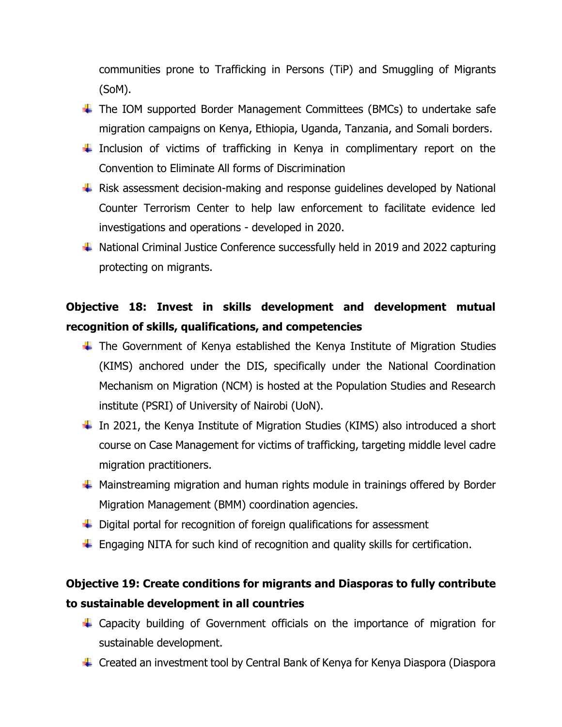communities prone to Trafficking in Persons (TiP) and Smuggling of Migrants (SoM).

- The IOM supported Border Management Committees (BMCs) to undertake safe migration campaigns on Kenya, Ethiopia, Uganda, Tanzania, and Somali borders.
- Inclusion of victims of trafficking in Kenya in complimentary report on the Convention to Eliminate All forms of Discrimination
- Risk assessment decision-making and response guidelines developed by National Counter Terrorism Center to help law enforcement to facilitate evidence led investigations and operations - developed in 2020.
- National Criminal Justice Conference successfully held in 2019 and 2022 capturing protecting on migrants.

**Objective 18: Invest in skills development and development mutual recognition of skills, qualifications, and competencies**

- The Government of Kenya established the Kenya Institute of Migration Studies (KIMS) anchored under the DIS, specifically under the National Coordination Mechanism on Migration (NCM) is hosted at the Population Studies and Research institute (PSRI) of University of Nairobi (UoN).
- In 2021, the Kenya Institute of Migration Studies (KIMS) also introduced a short course on Case Management for victims of trafficking, targeting middle level cadre migration practitioners.
- Mainstreaming migration and human rights module in trainings offered by Border Migration Management (BMM) coordination agencies.
- Digital portal for recognition of foreign qualifications for assessment
- Engaging NITA for such kind of recognition and quality skills for certification.

**Objective 19: Create conditions for migrants and Diasporas to fully contribute to sustainable development in all countries**

- Capacity building of Government officials on the importance of migration for sustainable development.
- Created an investment tool by Central Bank of Kenya for Kenya Diaspora (Diaspora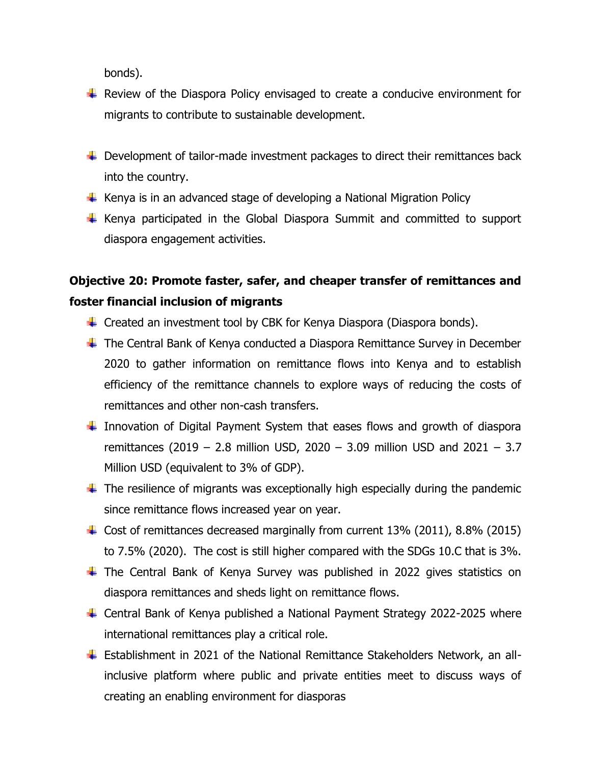bonds).

- Review of the Diaspora Policy envisaged to create a conducive environment for migrants to contribute to sustainable development.

- Development of tailor-made investment packages to direct their remittances back into the country.
- Kenya is in an advanced stage of developing a National Migration Policy
- Kenya participated in the Global Diaspora Summit and committed to support diaspora engagement activities.

**Objective 20: Promote faster, safer, and cheaper transfer of remittances and foster financial inclusion of migrants**

- Created an investment tool by CBK for Kenya Diaspora (Diaspora bonds).
- The Central Bank of Kenya conducted a Diaspora Remittance Survey in December 2020 to gather information on remittance flows into Kenya and to establish efficiency of the remittance channels to explore ways of reducing the costs of remittances and other non-cash transfers.
- Innovation of Digital Payment System that eases flows and growth of diaspora remittances (2019 – 2.8 million USD, 2020 – 3.09 million USD and 2021 – 3.7 Million USD (equivalent to 3% of GDP).
- The resilience of migrants was exceptionally high especially during the pandemic since remittance flows increased year on year.
- Cost of remittances decreased marginally from current 13% (2011), 8.8% (2015) to 7.5% (2020). The cost is still higher compared with the SDGs 10.C that is 3%.
- The Central Bank of Kenya Survey was published in 2022 gives statistics on diaspora remittances and sheds light on remittance flows.
- Central Bank of Kenya published a National Payment Strategy 2022-2025 where international remittances play a critical role.
- Establishment in 2021 of the National Remittance Stakeholders Network, an all-inclusive platform where public and private entities meet to discuss ways of creating an enabling environment for diasporas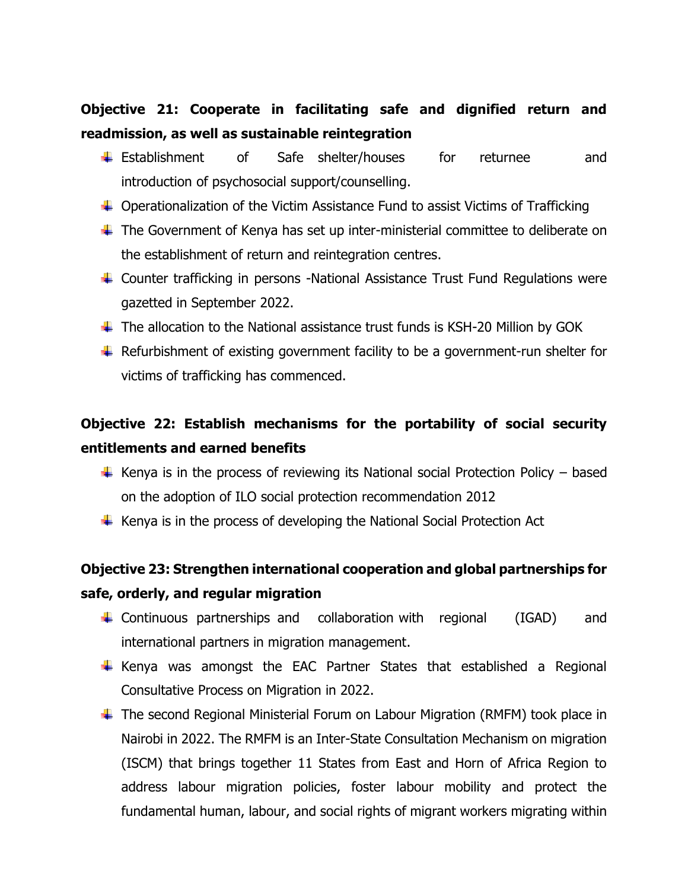**Objective 21: Cooperate in facilitating safe and dignified return and readmission, as well as sustainable reintegration**

- Establishment of Safe shelter/houses for returnee and introduction of psychosocial support/counselling.
- Operationalization of the Victim Assistance Fund to assist Victims of Trafficking
- The Government of Kenya has set up inter-ministerial committee to deliberate on the establishment of return and reintegration centres.
- Counter trafficking in persons -National Assistance Trust Fund Regulations were gazetted in September 2022.
- The allocation to the National assistance trust funds is KSH-20 Million by GOK
- Refurbishment of existing government facility to be a government-run shelter for victims of trafficking has commenced.

**Objective 22: Establish mechanisms for the portability of social security entitlements and earned benefits**

- Kenya is in the process of reviewing its National social Protection Policy – based on the adoption of ILO social protection recommendation 2012
- Kenya is in the process of developing the National Social Protection Act

**Objective 23: Strengthen international cooperation and global partnerships for safe, orderly, and regular migration**

- Continuous partnerships and collaboration with regional (IGAD) and international partners in migration management.
- Kenya was amongst the EAC Partner States that established a Regional Consultative Process on Migration in 2022.
- The second Regional Ministerial Forum on Labour Migration (RMFM) took place in Nairobi in 2022. The RMFM is an Inter-State Consultation Mechanism on migration (ISCM) that brings together 11 States from East and Horn of Africa Region to address labour migration policies, foster labour mobility and protect the fundamental human, labour, and social rights of migrant workers migrating within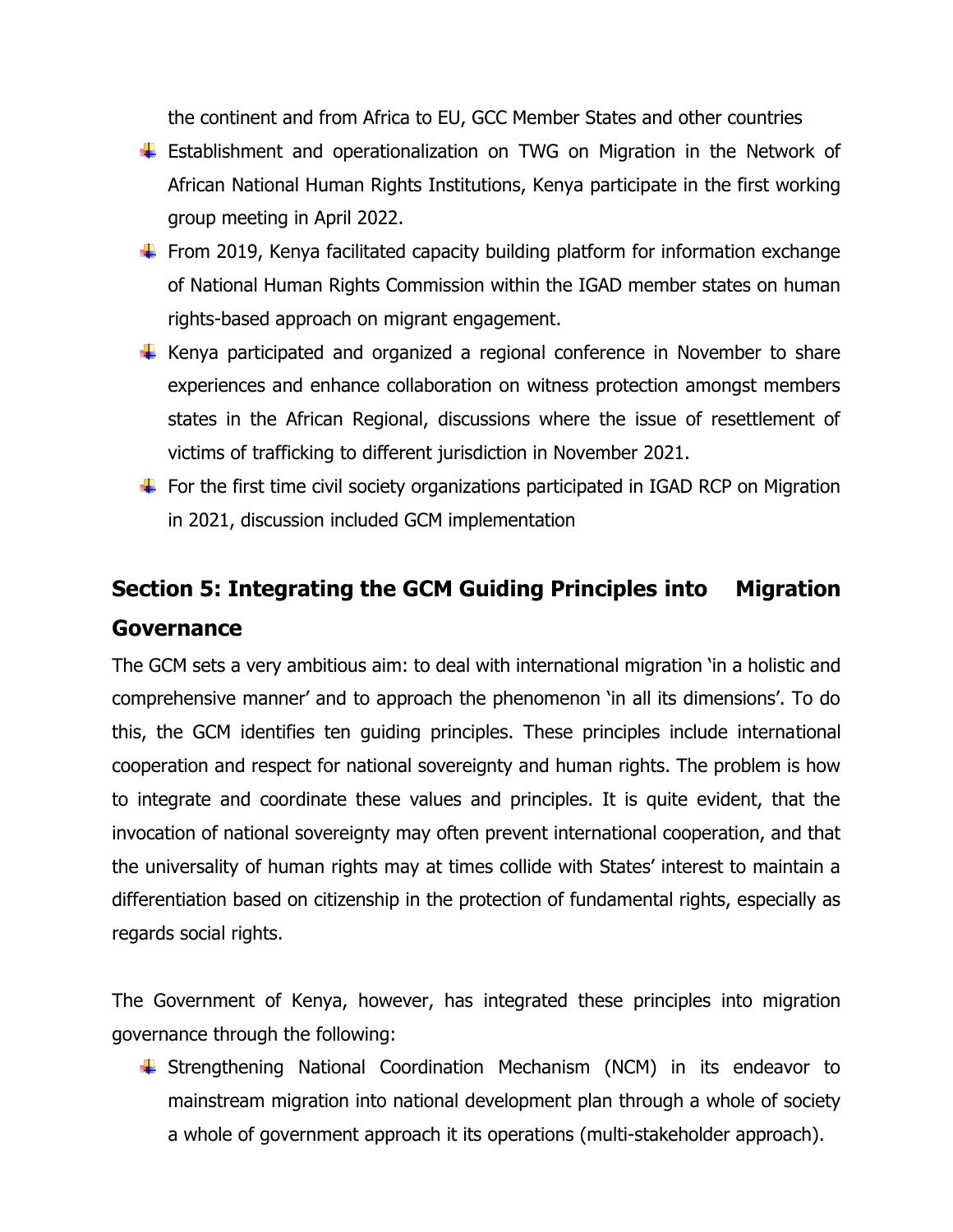the continent and from Africa to EU, GCC Member States and other countries

- Establishment and operationalization on TWG on Migration in the Network of African National Human Rights Institutions, Kenya participate in the first working group meeting in April 2022.
- From 2019, Kenya facilitated capacity building platform for information exchange of National Human Rights Commission within the IGAD member states on human rights-based approach on migrant engagement.
- Kenya participated and organized a regional conference in November to share experiences and enhance collaboration on witness protection amongst members states in the African Regional, discussions where the issue of resettlement of victims of trafficking to different jurisdiction in November 2021.
- For the first time civil society organizations participated in IGAD RCP on Migration in 2021, discussion included GCM implementation

## Section 5: Integrating the GCM Guiding Principles into Migration Governance

The GCM sets a very ambitious aim: to deal with international migration 'in a holistic and comprehensive manner' and to approach the phenomenon 'in all its dimensions'. To do this, the GCM identifies ten guiding principles. These principles include international cooperation and respect for national sovereignty and human rights. The problem is how to integrate and coordinate these values and principles. It is quite evident, that the invocation of national sovereignty may often prevent international cooperation, and that the universality of human rights may at times collide with States' interest to maintain a differentiation based on citizenship in the protection of fundamental rights, especially as regards social rights.

The Government of Kenya, however, has integrated these principles into migration governance through the following:

- Strengthening National Coordination Mechanism (NCM) in its endeavor to mainstream migration into national development plan through a whole of society a whole of government approach it its operations (multi-stakeholder approach).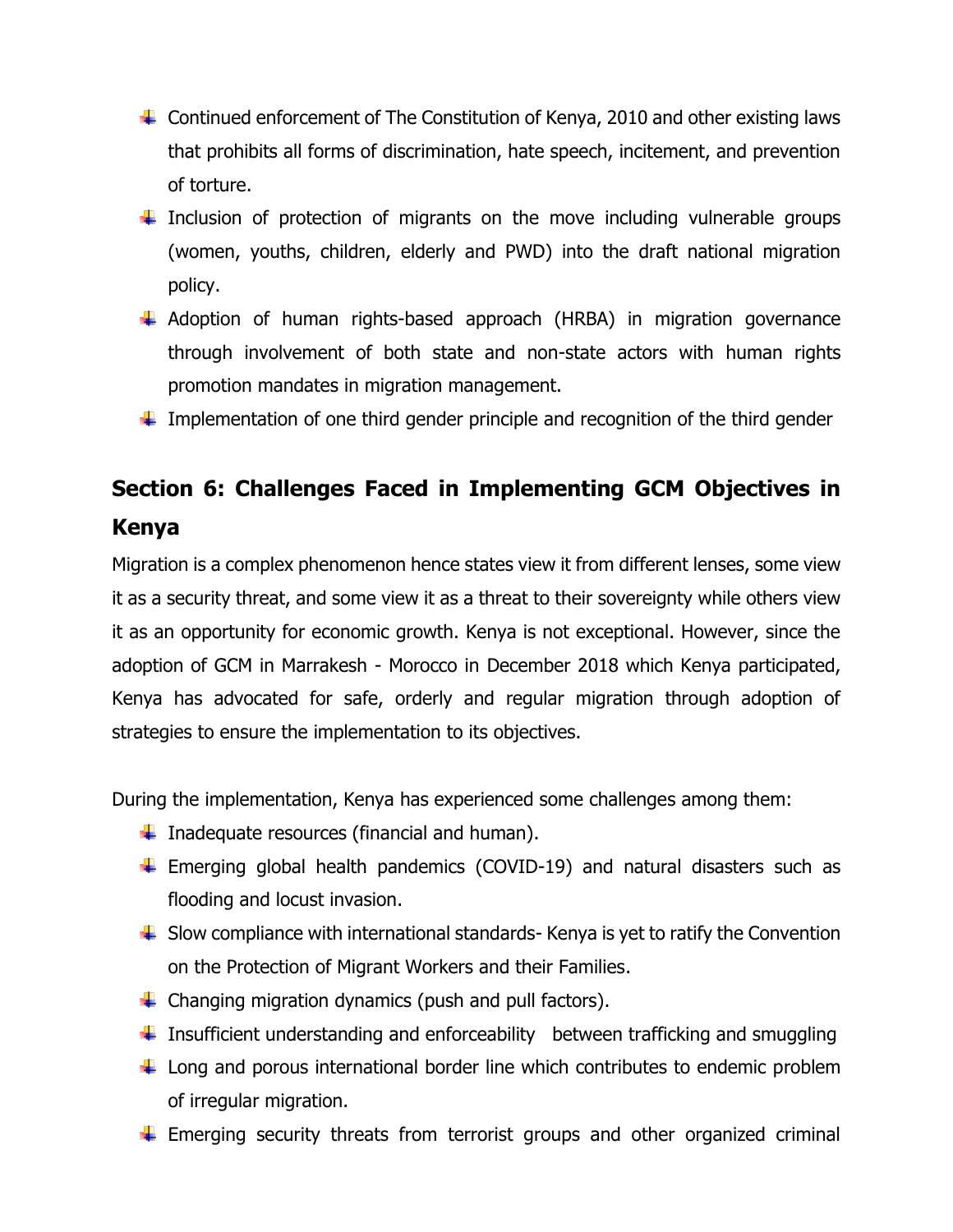- Continued enforcement of The Constitution of Kenya, 2010 and other existing laws that prohibits all forms of discrimination, hate speech, incitement, and prevention of torture.
- Inclusion of protection of migrants on the move including vulnerable groups (women, youths, children, elderly and PWD) into the draft national migration policy.
- Adoption of human rights-based approach (HRBA) in migration governance through involvement of both state and non-state actors with human rights promotion mandates in migration management.
- Implementation of one third gender principle and recognition of the third gender

## Section 6: Challenges Faced in Implementing GCM Objectives in Kenya

Migration is a complex phenomenon hence states view it from different lenses, some view it as a security threat, and some view it as a threat to their sovereignty while others view it as an opportunity for economic growth. Kenya is not exceptional. However, since the adoption of GCM in Marrakesh - Morocco in December 2018 which Kenya participated, Kenya has advocated for safe, orderly and regular migration through adoption of strategies to ensure the implementation to its objectives.

During the implementation, Kenya has experienced some challenges among them:

- Inadequate resources (financial and human).
- Emerging global health pandemics (COVID-19) and natural disasters such as flooding and locust invasion.
- Slow compliance with international standards- Kenya is yet to ratify the Convention on the Protection of Migrant Workers and their Families.
- Changing migration dynamics (push and pull factors).
- Insufficient understanding and enforceability between trafficking and smuggling
- Long and porous international border line which contributes to endemic problem of irregular migration.
- Emerging security threats from terrorist groups and other organized criminal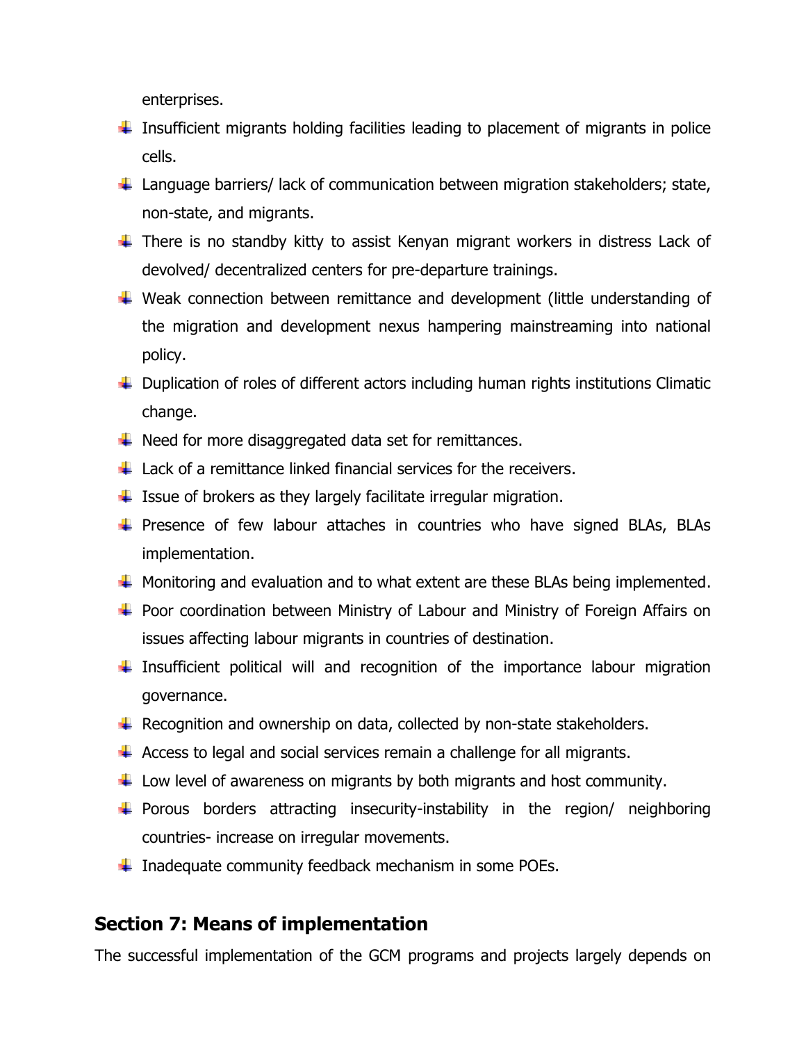enterprises.

- Insufficient migrants holding facilities leading to placement of migrants in police cells.
- Language barriers/ lack of communication between migration stakeholders; state, non-state, and migrants.
- There is no standby kitty to assist Kenyan migrant workers in distress Lack of devolved/ decentralized centers for pre-departure trainings.
- Weak connection between remittance and development (little understanding of the migration and development nexus hampering mainstreaming into national policy.
- Duplication of roles of different actors including human rights institutions Climatic change.
- Need for more disaggregated data set for remittances.
- Lack of a remittance linked financial services for the receivers.
- Issue of brokers as they largely facilitate irregular migration.
- Presence of few labour attaches in countries who have signed BLAs, BLAs implementation.
- Monitoring and evaluation and to what extent are these BLAs being implemented.
- Poor coordination between Ministry of Labour and Ministry of Foreign Affairs on issues affecting labour migrants in countries of destination.
- Insufficient political will and recognition of the importance labour migration governance.
- Recognition and ownership on data, collected by non-state stakeholders.
- Access to legal and social services remain a challenge for all migrants.
- Low level of awareness on migrants by both migrants and host community.
- Porous borders attracting insecurity-instability in the region/ neighboring countries- increase on irregular movements.
- Inadequate community feedback mechanism in some POEs.

## Section 7: Means of implementation

The successful implementation of the GCM programs and projects largely depends on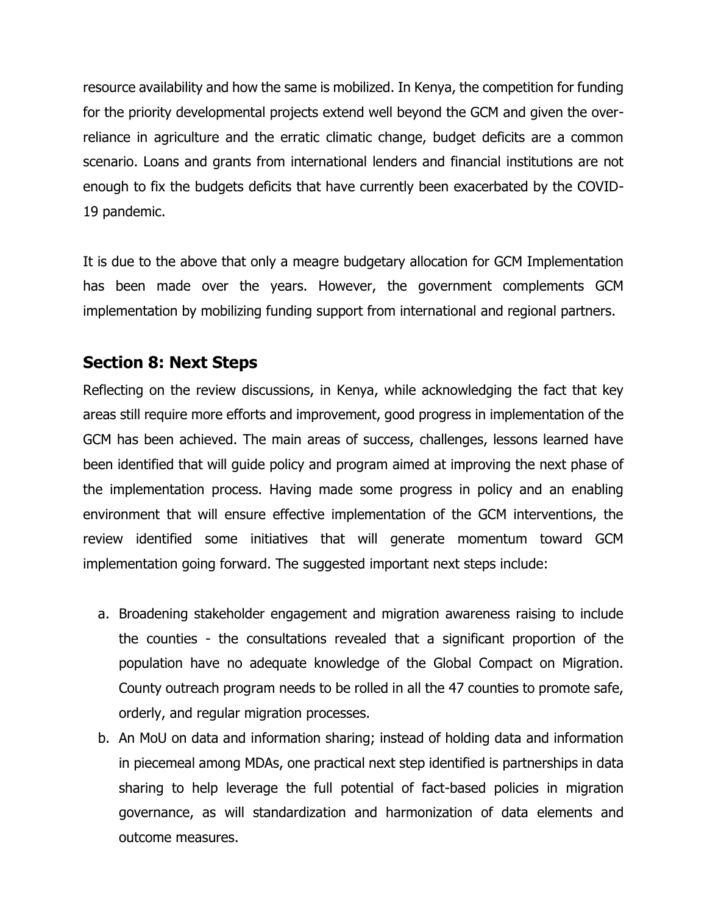resource availability and how the same is mobilized. In Kenya, the competition for funding for the priority developmental projects extend well beyond the GCM and given the over-reliance in agriculture and the erratic climatic change, budget deficits are a common scenario. Loans and grants from international lenders and financial institutions are not enough to fix the budgets deficits that have currently been exacerbated by the COVID-19 pandemic.

It is due to the above that only a meagre budgetary allocation for GCM Implementation has been made over the years. However, the government complements GCM implementation by mobilizing funding support from international and regional partners.

## Section 8: Next Steps

Reflecting on the review discussions, in Kenya, while acknowledging the fact that key areas still require more efforts and improvement, good progress in implementation of the GCM has been achieved. The main areas of success, challenges, lessons learned have been identified that will guide policy and program aimed at improving the next phase of the implementation process. Having made some progress in policy and an enabling environment that will ensure effective implementation of the GCM interventions, the review identified some initiatives that will generate momentum toward GCM implementation going forward. The suggested important next steps include:

a. Broadening stakeholder engagement and migration awareness raising to include the counties - the consultations revealed that a significant proportion of the population have no adequate knowledge of the Global Compact on Migration. County outreach program needs to be rolled in all the 47 counties to promote safe, orderly, and regular migration processes.
b. An MoU on data and information sharing; instead of holding data and information in piecemeal among MDAs, one practical next step identified is partnerships in data sharing to help leverage the full potential of fact-based policies in migration governance, as will standardization and harmonization of data elements and outcome measures.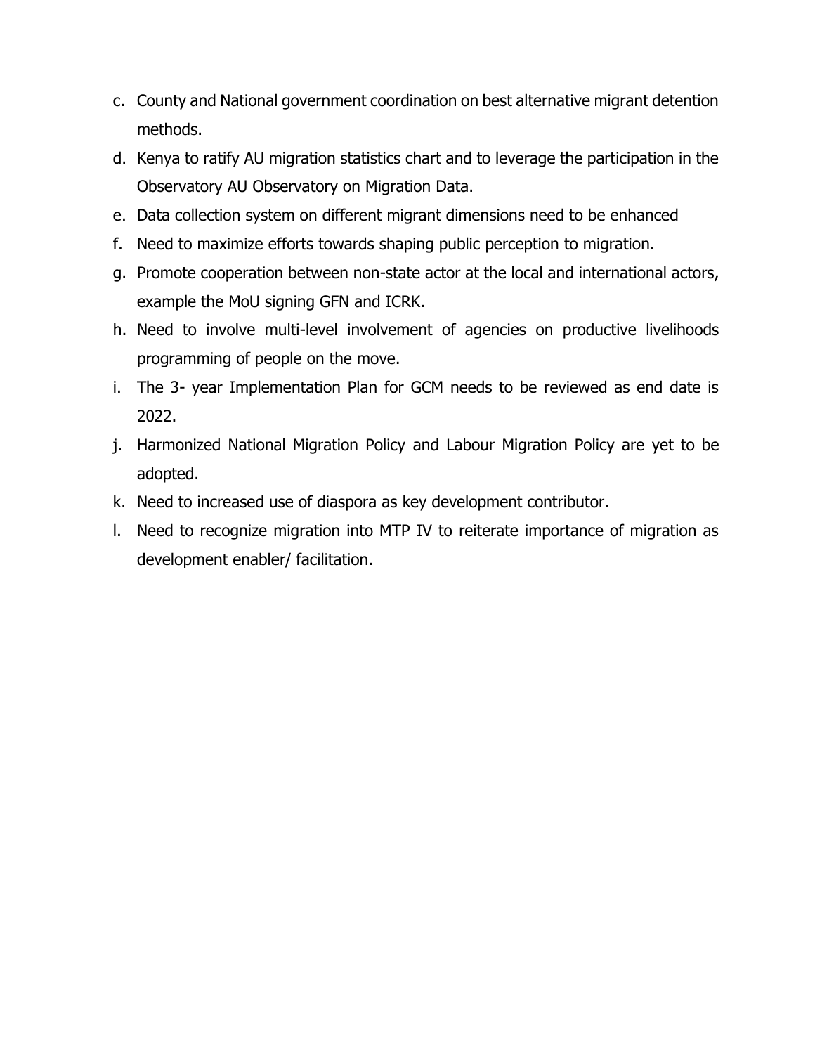c. County and National government coordination on best alternative migrant detention methods.
d. Kenya to ratify AU migration statistics chart and to leverage the participation in the Observatory AU Observatory on Migration Data.
e. Data collection system on different migrant dimensions need to be enhanced
f. Need to maximize efforts towards shaping public perception to migration.
g. Promote cooperation between non-state actor at the local and international actors, example the MoU signing GFN and ICRK.
h. Need to involve multi-level involvement of agencies on productive livelihoods programming of people on the move.
i. The 3- year Implementation Plan for GCM needs to be reviewed as end date is 2022.
j. Harmonized National Migration Policy and Labour Migration Policy are yet to be adopted.
k. Need to increased use of diaspora as key development contributor.
l. Need to recognize migration into MTP IV to reiterate importance of migration as development enabler/ facilitation.